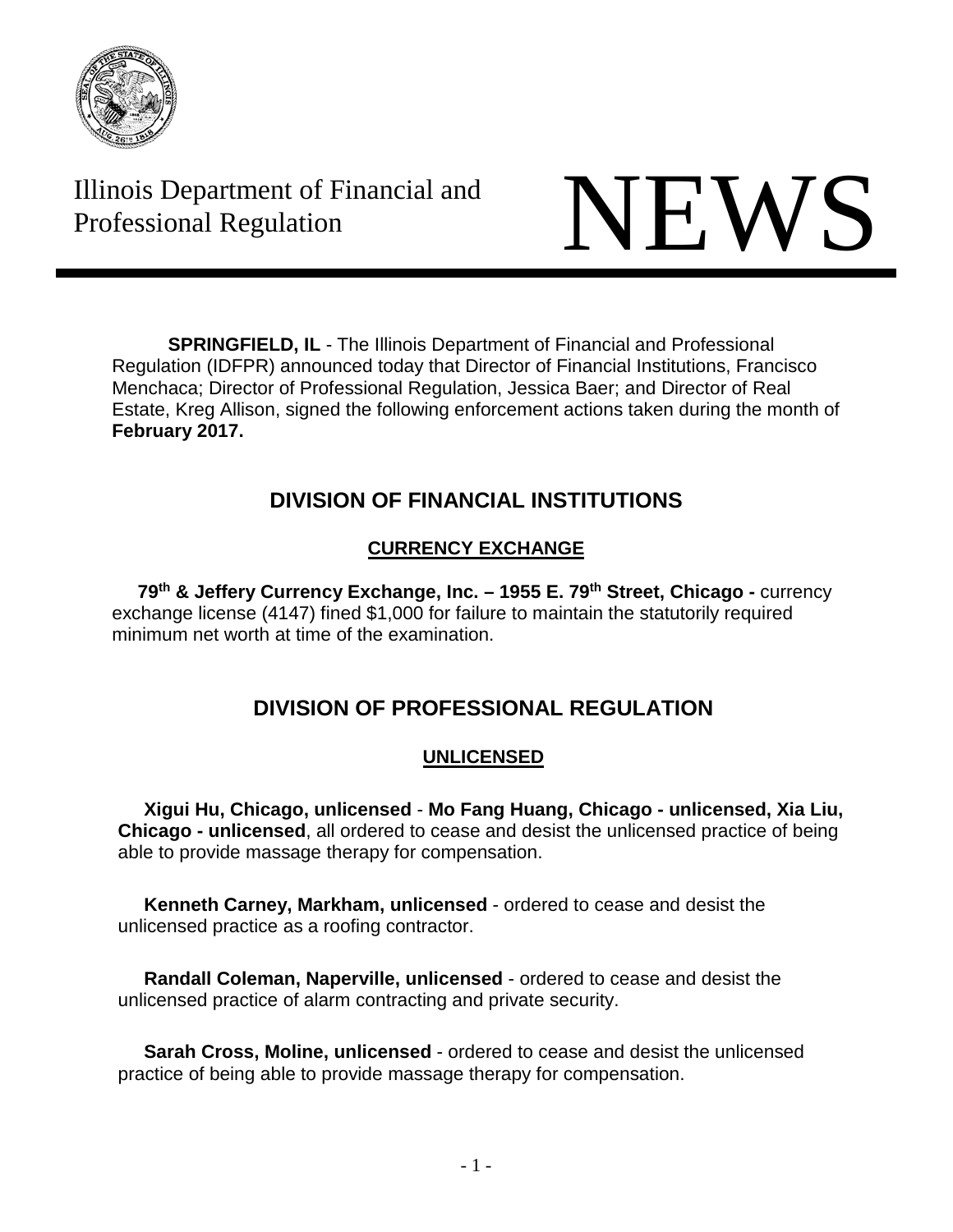Illinois Department of Financial and Professional Regulation

# NEWS

**SPRINGFIELD, IL** - The Illinois Department of Financial and Professional Regulation (IDFPR) announced today that Director of Financial Institutions, Francisco Menchaca; Director of Professional Regulation, Jessica Baer; and Director of Real Estate, Kreg Allison, signed the following enforcement actions taken during the month of **February 2017.**

## DIVISION OF FINANCIAL INSTITUTIONS

### CURRENCY EXCHANGE

**79th & Jeffery Currency Exchange, Inc. – 1955 E. 79th Street, Chicago -** currency exchange license (4147) fined $1,000 for failure to maintain the statutorily required minimum net worth at time of the examination.

## DIVISION OF PROFESSIONAL REGULATION

### UNLICENSED

**Xigui Hu, Chicago, unlicensed** - **Mo Fang Huang, Chicago - unlicensed, Xia Liu, Chicago - unlicensed**, all ordered to cease and desist the unlicensed practice of being able to provide massage therapy for compensation.

**Kenneth Carney, Markham, unlicensed** - ordered to cease and desist the unlicensed practice as a roofing contractor.

**Randall Coleman, Naperville, unlicensed** - ordered to cease and desist the unlicensed practice of alarm contracting and private security.

**Sarah Cross, Moline, unlicensed** - ordered to cease and desist the unlicensed practice of being able to provide massage therapy for compensation.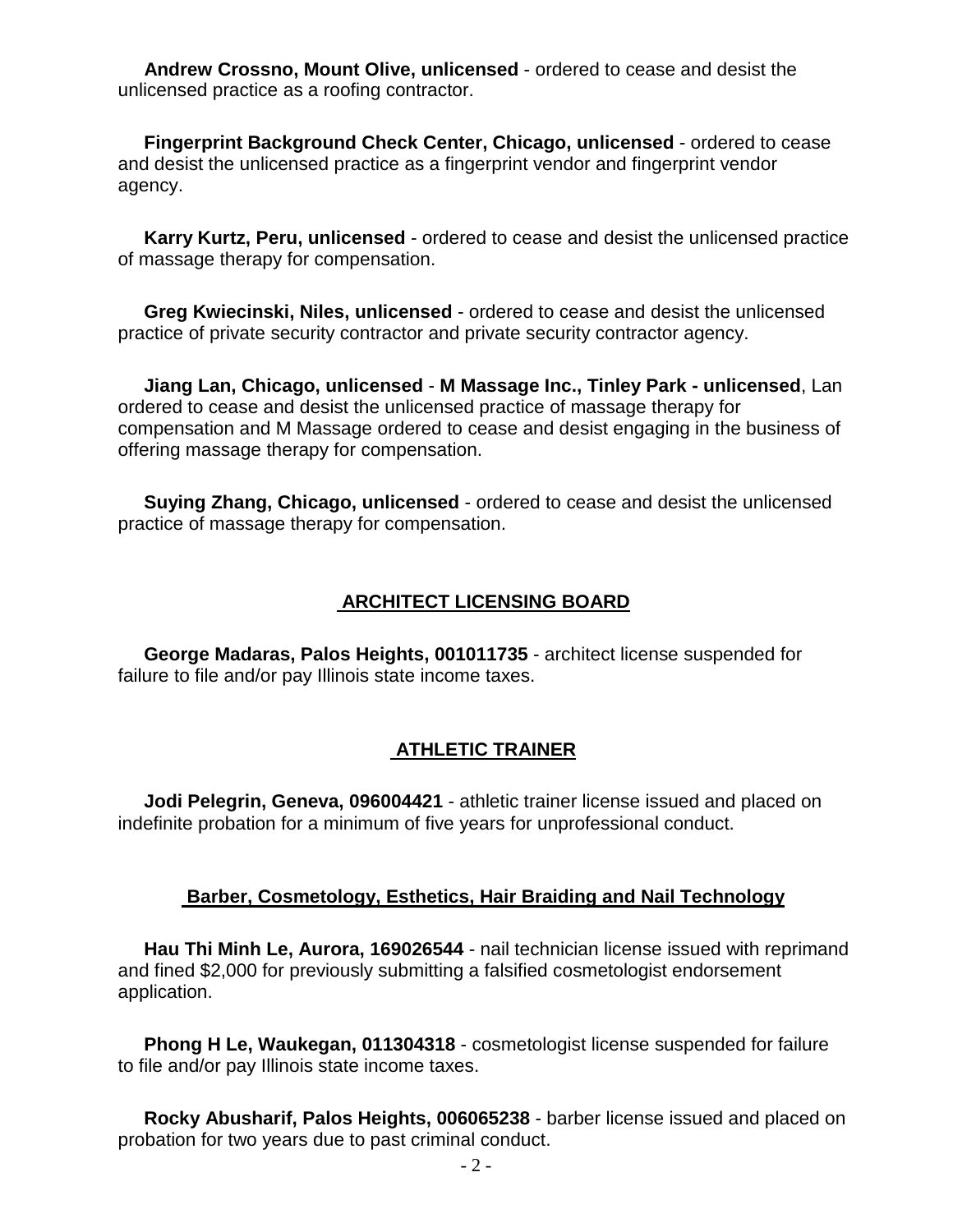**Andrew Crossno, Mount Olive, unlicensed** - ordered to cease and desist the unlicensed practice as a roofing contractor.

**Fingerprint Background Check Center, Chicago, unlicensed** - ordered to cease and desist the unlicensed practice as a fingerprint vendor and fingerprint vendor agency.

**Karry Kurtz, Peru, unlicensed** - ordered to cease and desist the unlicensed practice of massage therapy for compensation.

**Greg Kwiecinski, Niles, unlicensed** - ordered to cease and desist the unlicensed practice of private security contractor and private security contractor agency.

**Jiang Lan, Chicago, unlicensed** - **M Massage Inc., Tinley Park - unlicensed**, Lan ordered to cease and desist the unlicensed practice of massage therapy for compensation and M Massage ordered to cease and desist engaging in the business of offering massage therapy for compensation.

**Suying Zhang, Chicago, unlicensed** - ordered to cease and desist the unlicensed practice of massage therapy for compensation.

## ARCHITECT LICENSING BOARD

**George Madaras, Palos Heights, 001011735** - architect license suspended for failure to file and/or pay Illinois state income taxes.

## ATHLETIC TRAINER

**Jodi Pelegrin, Geneva, 096004421** - athletic trainer license issued and placed on indefinite probation for a minimum of five years for unprofessional conduct.

## Barber, Cosmetology, Esthetics, Hair Braiding and Nail Technology

**Hau Thi Minh Le, Aurora, 169026544** - nail technician license issued with reprimand and fined $2,000 for previously submitting a falsified cosmetologist endorsement application.

**Phong H Le, Waukegan, 011304318** - cosmetologist license suspended for failure to file and/or pay Illinois state income taxes.

**Rocky Abusharif, Palos Heights, 006065238** - barber license issued and placed on probation for two years due to past criminal conduct.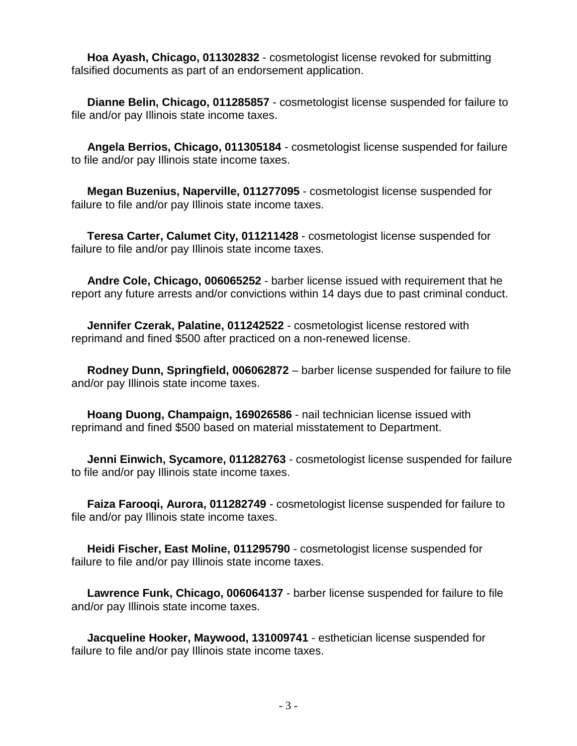**Hoa Ayash, Chicago, 011302832** - cosmetologist license revoked for submitting falsified documents as part of an endorsement application.

**Dianne Belin, Chicago, 011285857** - cosmetologist license suspended for failure to file and/or pay Illinois state income taxes.

**Angela Berrios, Chicago, 011305184** - cosmetologist license suspended for failure to file and/or pay Illinois state income taxes.

**Megan Buzenius, Naperville, 011277095** - cosmetologist license suspended for failure to file and/or pay Illinois state income taxes.

**Teresa Carter, Calumet City, 011211428** - cosmetologist license suspended for failure to file and/or pay Illinois state income taxes.

**Andre Cole, Chicago, 006065252** - barber license issued with requirement that he report any future arrests and/or convictions within 14 days due to past criminal conduct.

**Jennifer Czerak, Palatine, 011242522** - cosmetologist license restored with reprimand and fined $500 after practiced on a non-renewed license.

**Rodney Dunn, Springfield, 006062872** – barber license suspended for failure to file and/or pay Illinois state income taxes.

**Hoang Duong, Champaign, 169026586** - nail technician license issued with reprimand and fined $500 based on material misstatement to Department.

**Jenni Einwich, Sycamore, 011282763** - cosmetologist license suspended for failure to file and/or pay Illinois state income taxes.

**Faiza Farooqi, Aurora, 011282749** - cosmetologist license suspended for failure to file and/or pay Illinois state income taxes.

**Heidi Fischer, East Moline, 011295790** - cosmetologist license suspended for failure to file and/or pay Illinois state income taxes.

**Lawrence Funk, Chicago, 006064137** - barber license suspended for failure to file and/or pay Illinois state income taxes.

**Jacqueline Hooker, Maywood, 131009741** - esthetician license suspended for failure to file and/or pay Illinois state income taxes.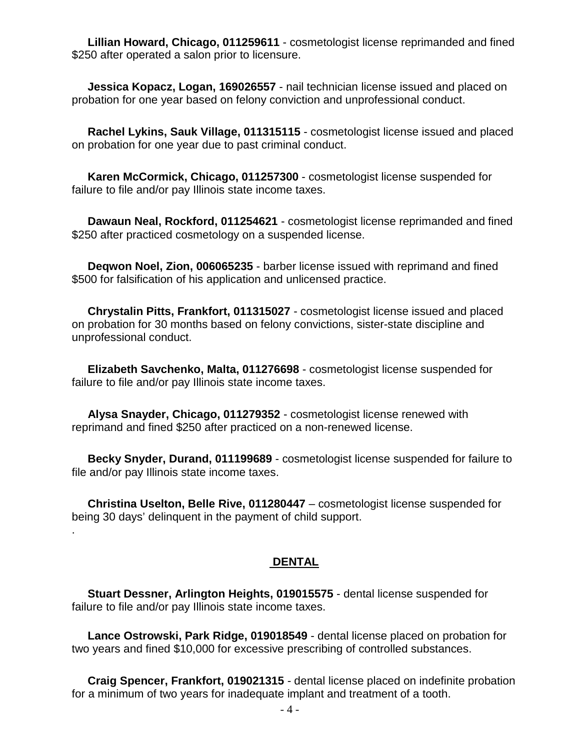**Lillian Howard, Chicago, 011259611** - cosmetologist license reprimanded and fined $250 after operated a salon prior to licensure.

**Jessica Kopacz, Logan, 169026557** - nail technician license issued and placed on probation for one year based on felony conviction and unprofessional conduct.

**Rachel Lykins, Sauk Village, 011315115** - cosmetologist license issued and placed on probation for one year due to past criminal conduct.

**Karen McCormick, Chicago, 011257300** - cosmetologist license suspended for failure to file and/or pay Illinois state income taxes.

**Dawaun Neal, Rockford, 011254621** - cosmetologist license reprimanded and fined $250 after practiced cosmetology on a suspended license.

**Deqwon Noel, Zion, 006065235** - barber license issued with reprimand and fined $500 for falsification of his application and unlicensed practice.

**Chrystalin Pitts, Frankfort, 011315027** - cosmetologist license issued and placed on probation for 30 months based on felony convictions, sister-state discipline and unprofessional conduct.

**Elizabeth Savchenko, Malta, 011276698** - cosmetologist license suspended for failure to file and/or pay Illinois state income taxes.

**Alysa Snayder, Chicago, 011279352** - cosmetologist license renewed with reprimand and fined $250 after practiced on a non-renewed license.

**Becky Snyder, Durand, 011199689** - cosmetologist license suspended for failure to file and/or pay Illinois state income taxes.

**Christina Uselton, Belle Rive, 011280447** – cosmetologist license suspended for being 30 days' delinquent in the payment of child support.
.

## DENTAL

**Stuart Dessner, Arlington Heights, 019015575** - dental license suspended for failure to file and/or pay Illinois state income taxes.

**Lance Ostrowski, Park Ridge, 019018549** - dental license placed on probation for two years and fined $10,000 for excessive prescribing of controlled substances.

**Craig Spencer, Frankfort, 019021315** - dental license placed on indefinite probation for a minimum of two years for inadequate implant and treatment of a tooth.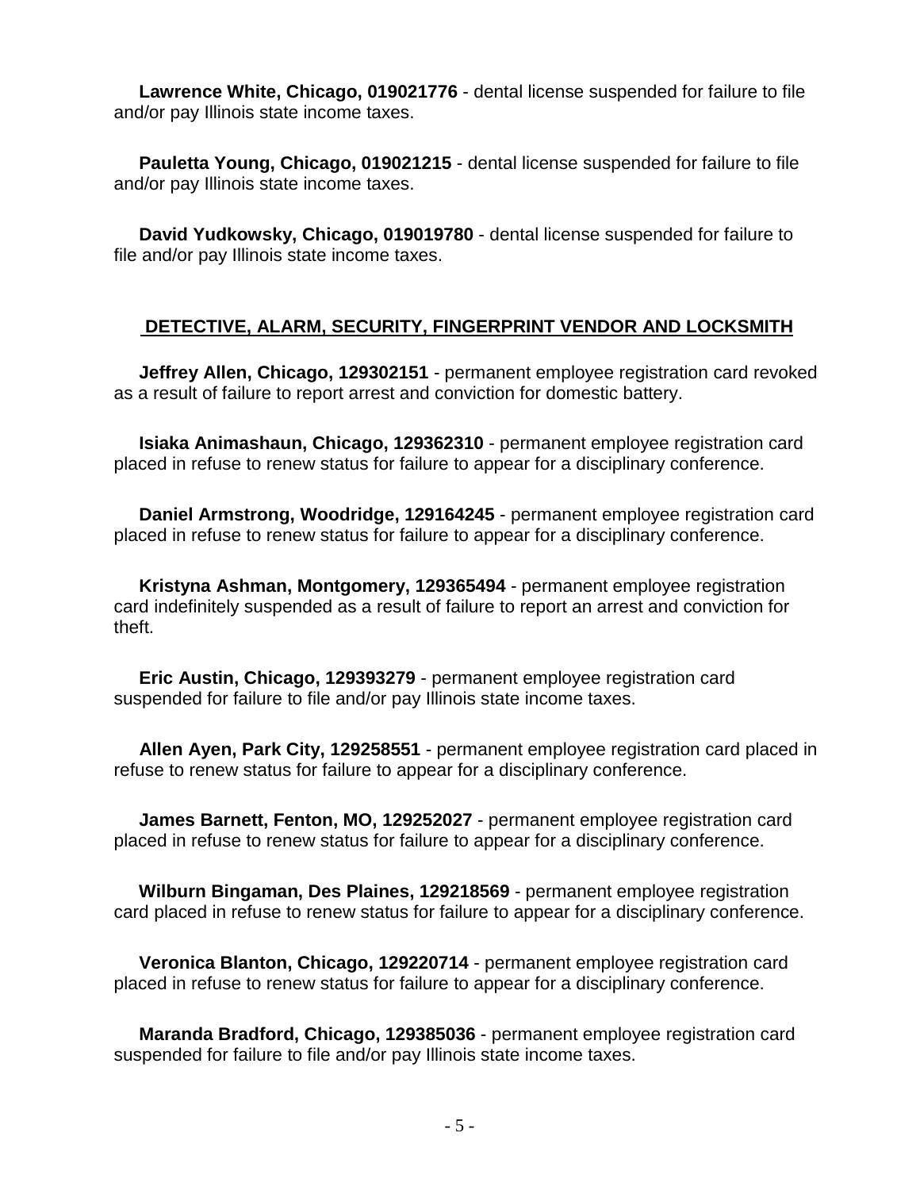**Lawrence White, Chicago, 019021776** - dental license suspended for failure to file and/or pay Illinois state income taxes.

**Pauletta Young, Chicago, 019021215** - dental license suspended for failure to file and/or pay Illinois state income taxes.

**David Yudkowsky, Chicago, 019019780** - dental license suspended for failure to file and/or pay Illinois state income taxes.

## DETECTIVE, ALARM, SECURITY, FINGERPRINT VENDOR AND LOCKSMITH

**Jeffrey Allen, Chicago, 129302151** - permanent employee registration card revoked as a result of failure to report arrest and conviction for domestic battery.

**Isiaka Animashaun, Chicago, 129362310** - permanent employee registration card placed in refuse to renew status for failure to appear for a disciplinary conference.

**Daniel Armstrong, Woodridge, 129164245** - permanent employee registration card placed in refuse to renew status for failure to appear for a disciplinary conference.

**Kristyna Ashman, Montgomery, 129365494** - permanent employee registration card indefinitely suspended as a result of failure to report an arrest and conviction for theft.

**Eric Austin, Chicago, 129393279** - permanent employee registration card suspended for failure to file and/or pay Illinois state income taxes.

**Allen Ayen, Park City, 129258551** - permanent employee registration card placed in refuse to renew status for failure to appear for a disciplinary conference.

**James Barnett, Fenton, MO, 129252027** - permanent employee registration card placed in refuse to renew status for failure to appear for a disciplinary conference.

**Wilburn Bingaman, Des Plaines, 129218569** - permanent employee registration card placed in refuse to renew status for failure to appear for a disciplinary conference.

**Veronica Blanton, Chicago, 129220714** - permanent employee registration card placed in refuse to renew status for failure to appear for a disciplinary conference.

**Maranda Bradford, Chicago, 129385036** - permanent employee registration card suspended for failure to file and/or pay Illinois state income taxes.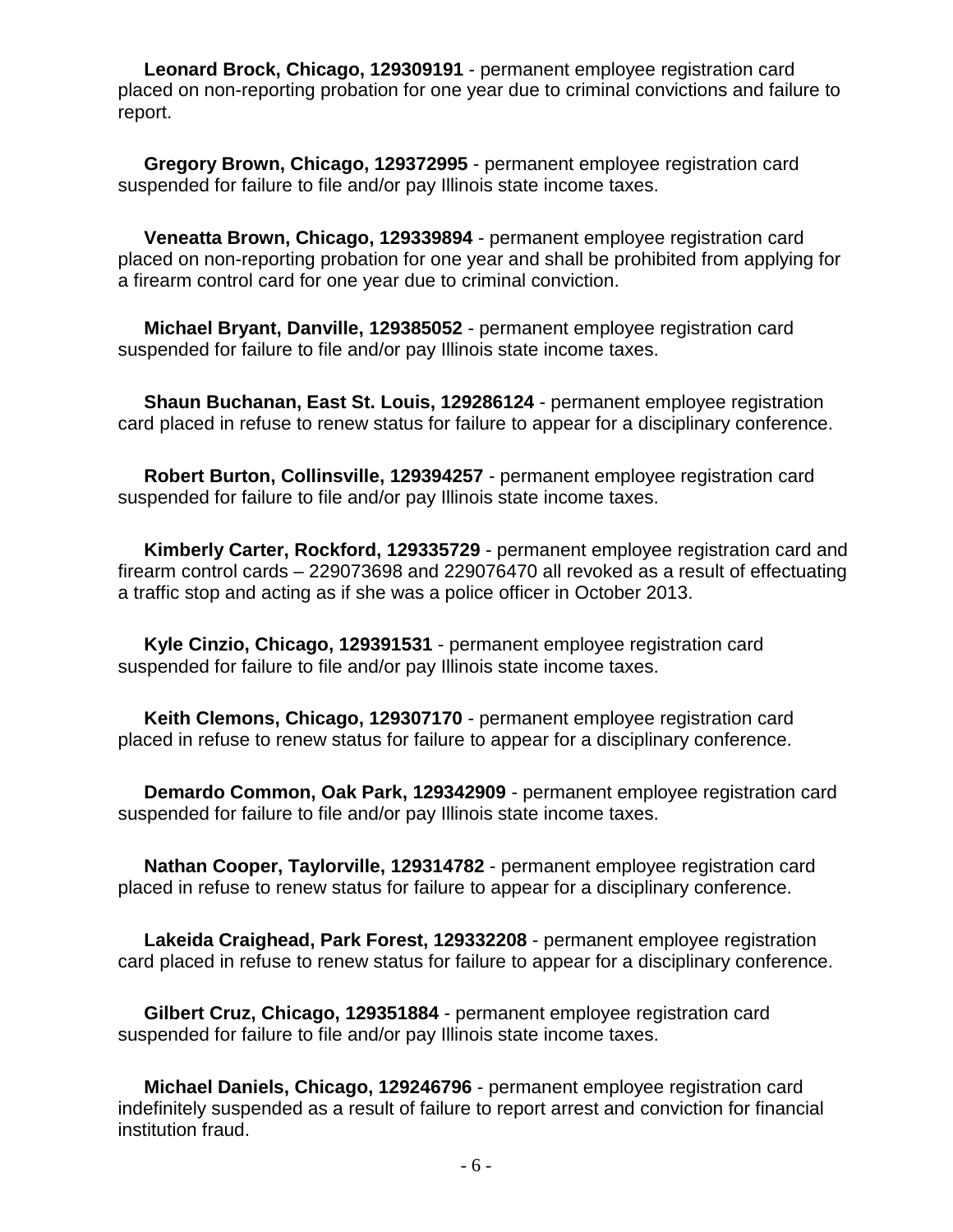**Leonard Brock, Chicago, 129309191** - permanent employee registration card placed on non-reporting probation for one year due to criminal convictions and failure to report.

**Gregory Brown, Chicago, 129372995** - permanent employee registration card suspended for failure to file and/or pay Illinois state income taxes.

**Veneatta Brown, Chicago, 129339894** - permanent employee registration card placed on non-reporting probation for one year and shall be prohibited from applying for a firearm control card for one year due to criminal conviction.

**Michael Bryant, Danville, 129385052** - permanent employee registration card suspended for failure to file and/or pay Illinois state income taxes.

**Shaun Buchanan, East St. Louis, 129286124** - permanent employee registration card placed in refuse to renew status for failure to appear for a disciplinary conference.

**Robert Burton, Collinsville, 129394257** - permanent employee registration card suspended for failure to file and/or pay Illinois state income taxes.

**Kimberly Carter, Rockford, 129335729** - permanent employee registration card and firearm control cards – 229073698 and 229076470 all revoked as a result of effectuating a traffic stop and acting as if she was a police officer in October 2013.

**Kyle Cinzio, Chicago, 129391531** - permanent employee registration card suspended for failure to file and/or pay Illinois state income taxes.

**Keith Clemons, Chicago, 129307170** - permanent employee registration card placed in refuse to renew status for failure to appear for a disciplinary conference.

**Demardo Common, Oak Park, 129342909** - permanent employee registration card suspended for failure to file and/or pay Illinois state income taxes.

**Nathan Cooper, Taylorville, 129314782** - permanent employee registration card placed in refuse to renew status for failure to appear for a disciplinary conference.

**Lakeida Craighead, Park Forest, 129332208** - permanent employee registration card placed in refuse to renew status for failure to appear for a disciplinary conference.

**Gilbert Cruz, Chicago, 129351884** - permanent employee registration card suspended for failure to file and/or pay Illinois state income taxes.

**Michael Daniels, Chicago, 129246796** - permanent employee registration card indefinitely suspended as a result of failure to report arrest and conviction for financial institution fraud.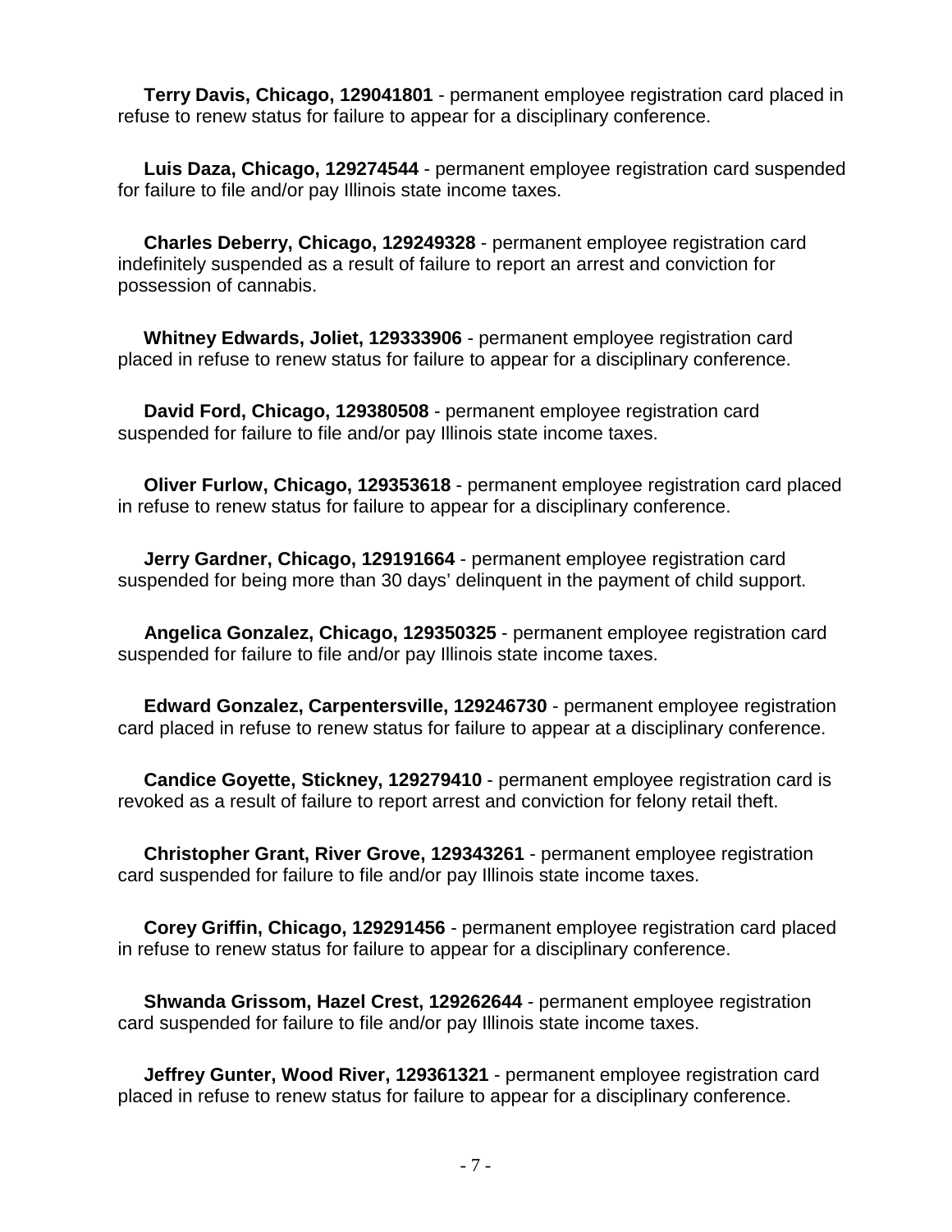**Terry Davis, Chicago, 129041801** - permanent employee registration card placed in refuse to renew status for failure to appear for a disciplinary conference.

**Luis Daza, Chicago, 129274544** - permanent employee registration card suspended for failure to file and/or pay Illinois state income taxes.

**Charles Deberry, Chicago, 129249328** - permanent employee registration card indefinitely suspended as a result of failure to report an arrest and conviction for possession of cannabis.

**Whitney Edwards, Joliet, 129333906** - permanent employee registration card placed in refuse to renew status for failure to appear for a disciplinary conference.

**David Ford, Chicago, 129380508** - permanent employee registration card suspended for failure to file and/or pay Illinois state income taxes.

**Oliver Furlow, Chicago, 129353618** - permanent employee registration card placed in refuse to renew status for failure to appear for a disciplinary conference.

**Jerry Gardner, Chicago, 129191664** - permanent employee registration card suspended for being more than 30 days' delinquent in the payment of child support.

**Angelica Gonzalez, Chicago, 129350325** - permanent employee registration card suspended for failure to file and/or pay Illinois state income taxes.

**Edward Gonzalez, Carpentersville, 129246730** - permanent employee registration card placed in refuse to renew status for failure to appear at a disciplinary conference.

**Candice Goyette, Stickney, 129279410** - permanent employee registration card is revoked as a result of failure to report arrest and conviction for felony retail theft.

**Christopher Grant, River Grove, 129343261** - permanent employee registration card suspended for failure to file and/or pay Illinois state income taxes.

**Corey Griffin, Chicago, 129291456** - permanent employee registration card placed in refuse to renew status for failure to appear for a disciplinary conference.

**Shwanda Grissom, Hazel Crest, 129262644** - permanent employee registration card suspended for failure to file and/or pay Illinois state income taxes.

**Jeffrey Gunter, Wood River, 129361321** - permanent employee registration card placed in refuse to renew status for failure to appear for a disciplinary conference.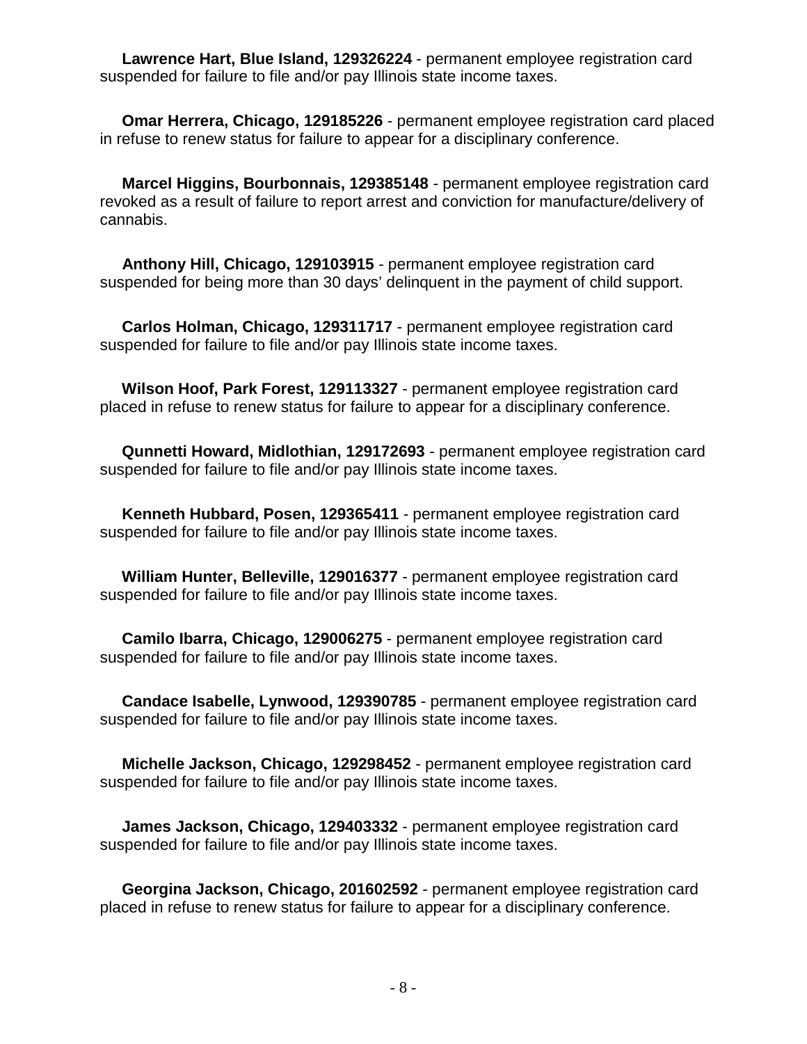**Lawrence Hart, Blue Island, 129326224** - permanent employee registration card suspended for failure to file and/or pay Illinois state income taxes.

**Omar Herrera, Chicago, 129185226** - permanent employee registration card placed in refuse to renew status for failure to appear for a disciplinary conference.

**Marcel Higgins, Bourbonnais, 129385148** - permanent employee registration card revoked as a result of failure to report arrest and conviction for manufacture/delivery of cannabis.

**Anthony Hill, Chicago, 129103915** - permanent employee registration card suspended for being more than 30 days' delinquent in the payment of child support.

**Carlos Holman, Chicago, 129311717** - permanent employee registration card suspended for failure to file and/or pay Illinois state income taxes.

**Wilson Hoof, Park Forest, 129113327** - permanent employee registration card placed in refuse to renew status for failure to appear for a disciplinary conference.

**Qunnetti Howard, Midlothian, 129172693** - permanent employee registration card suspended for failure to file and/or pay Illinois state income taxes.

**Kenneth Hubbard, Posen, 129365411** - permanent employee registration card suspended for failure to file and/or pay Illinois state income taxes.

**William Hunter, Belleville, 129016377** - permanent employee registration card suspended for failure to file and/or pay Illinois state income taxes.

**Camilo Ibarra, Chicago, 129006275** - permanent employee registration card suspended for failure to file and/or pay Illinois state income taxes.

**Candace Isabelle, Lynwood, 129390785** - permanent employee registration card suspended for failure to file and/or pay Illinois state income taxes.

**Michelle Jackson, Chicago, 129298452** - permanent employee registration card suspended for failure to file and/or pay Illinois state income taxes.

**James Jackson, Chicago, 129403332** - permanent employee registration card suspended for failure to file and/or pay Illinois state income taxes.

**Georgina Jackson, Chicago, 201602592** - permanent employee registration card placed in refuse to renew status for failure to appear for a disciplinary conference.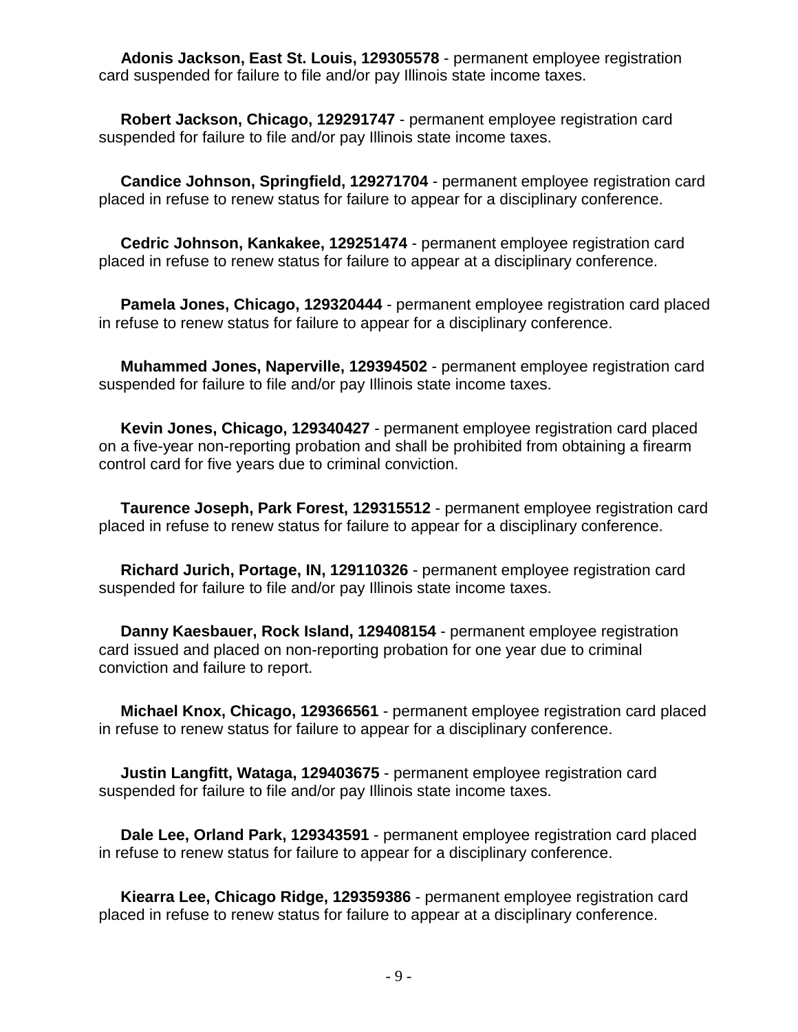**Adonis Jackson, East St. Louis, 129305578** - permanent employee registration card suspended for failure to file and/or pay Illinois state income taxes.

**Robert Jackson, Chicago, 129291747** - permanent employee registration card suspended for failure to file and/or pay Illinois state income taxes.

**Candice Johnson, Springfield, 129271704** - permanent employee registration card placed in refuse to renew status for failure to appear for a disciplinary conference.

**Cedric Johnson, Kankakee, 129251474** - permanent employee registration card placed in refuse to renew status for failure to appear at a disciplinary conference.

**Pamela Jones, Chicago, 129320444** - permanent employee registration card placed in refuse to renew status for failure to appear for a disciplinary conference.

**Muhammed Jones, Naperville, 129394502** - permanent employee registration card suspended for failure to file and/or pay Illinois state income taxes.

**Kevin Jones, Chicago, 129340427** - permanent employee registration card placed on a five-year non-reporting probation and shall be prohibited from obtaining a firearm control card for five years due to criminal conviction.

**Taurence Joseph, Park Forest, 129315512** - permanent employee registration card placed in refuse to renew status for failure to appear for a disciplinary conference.

**Richard Jurich, Portage, IN, 129110326** - permanent employee registration card suspended for failure to file and/or pay Illinois state income taxes.

**Danny Kaesbauer, Rock Island, 129408154** - permanent employee registration card issued and placed on non-reporting probation for one year due to criminal conviction and failure to report.

**Michael Knox, Chicago, 129366561** - permanent employee registration card placed in refuse to renew status for failure to appear for a disciplinary conference.

**Justin Langfitt, Wataga, 129403675** - permanent employee registration card suspended for failure to file and/or pay Illinois state income taxes.

**Dale Lee, Orland Park, 129343591** - permanent employee registration card placed in refuse to renew status for failure to appear for a disciplinary conference.

**Kiearra Lee, Chicago Ridge, 129359386** - permanent employee registration card placed in refuse to renew status for failure to appear at a disciplinary conference.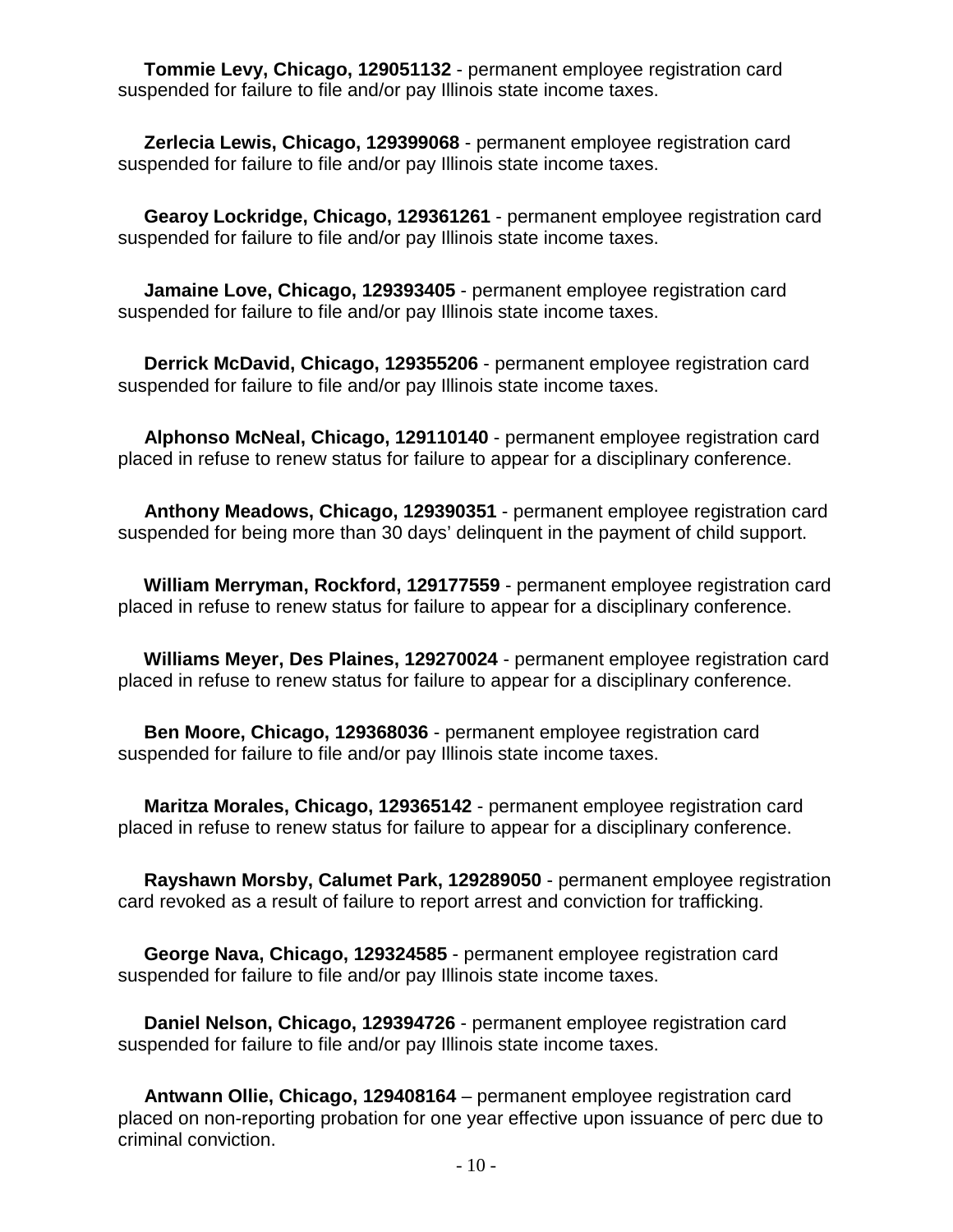**Tommie Levy, Chicago, 129051132** - permanent employee registration card suspended for failure to file and/or pay Illinois state income taxes.

**Zerlecia Lewis, Chicago, 129399068** - permanent employee registration card suspended for failure to file and/or pay Illinois state income taxes.

**Gearoy Lockridge, Chicago, 129361261** - permanent employee registration card suspended for failure to file and/or pay Illinois state income taxes.

**Jamaine Love, Chicago, 129393405** - permanent employee registration card suspended for failure to file and/or pay Illinois state income taxes.

**Derrick McDavid, Chicago, 129355206** - permanent employee registration card suspended for failure to file and/or pay Illinois state income taxes.

**Alphonso McNeal, Chicago, 129110140** - permanent employee registration card placed in refuse to renew status for failure to appear for a disciplinary conference.

**Anthony Meadows, Chicago, 129390351** - permanent employee registration card suspended for being more than 30 days' delinquent in the payment of child support.

**William Merryman, Rockford, 129177559** - permanent employee registration card placed in refuse to renew status for failure to appear for a disciplinary conference.

**Williams Meyer, Des Plaines, 129270024** - permanent employee registration card placed in refuse to renew status for failure to appear for a disciplinary conference.

**Ben Moore, Chicago, 129368036** - permanent employee registration card suspended for failure to file and/or pay Illinois state income taxes.

**Maritza Morales, Chicago, 129365142** - permanent employee registration card placed in refuse to renew status for failure to appear for a disciplinary conference.

**Rayshawn Morsby, Calumet Park, 129289050** - permanent employee registration card revoked as a result of failure to report arrest and conviction for trafficking.

**George Nava, Chicago, 129324585** - permanent employee registration card suspended for failure to file and/or pay Illinois state income taxes.

**Daniel Nelson, Chicago, 129394726** - permanent employee registration card suspended for failure to file and/or pay Illinois state income taxes.

**Antwann Ollie, Chicago, 129408164** – permanent employee registration card placed on non-reporting probation for one year effective upon issuance of perc due to criminal conviction.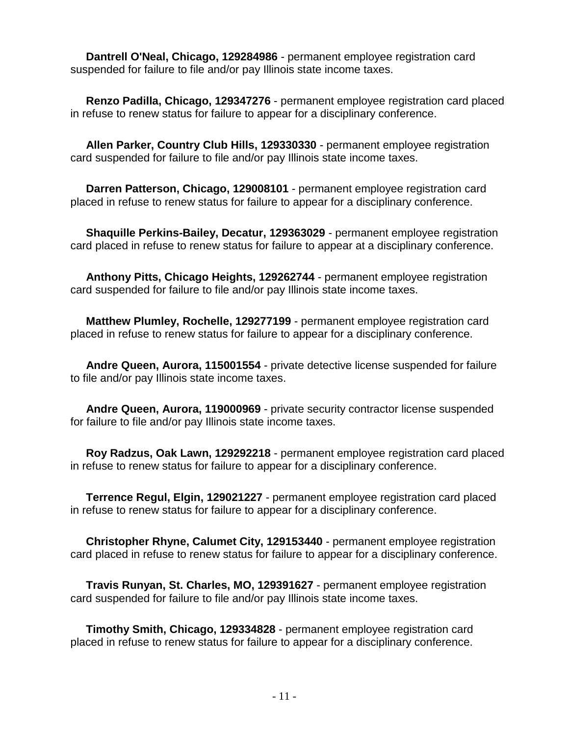**Dantrell O'Neal, Chicago, 129284986** - permanent employee registration card suspended for failure to file and/or pay Illinois state income taxes.

**Renzo Padilla, Chicago, 129347276** - permanent employee registration card placed in refuse to renew status for failure to appear for a disciplinary conference.

**Allen Parker, Country Club Hills, 129330330** - permanent employee registration card suspended for failure to file and/or pay Illinois state income taxes.

**Darren Patterson, Chicago, 129008101** - permanent employee registration card placed in refuse to renew status for failure to appear for a disciplinary conference.

**Shaquille Perkins-Bailey, Decatur, 129363029** - permanent employee registration card placed in refuse to renew status for failure to appear at a disciplinary conference.

**Anthony Pitts, Chicago Heights, 129262744** - permanent employee registration card suspended for failure to file and/or pay Illinois state income taxes.

**Matthew Plumley, Rochelle, 129277199** - permanent employee registration card placed in refuse to renew status for failure to appear for a disciplinary conference.

**Andre Queen, Aurora, 115001554** - private detective license suspended for failure to file and/or pay Illinois state income taxes.

**Andre Queen, Aurora, 119000969** - private security contractor license suspended for failure to file and/or pay Illinois state income taxes.

**Roy Radzus, Oak Lawn, 129292218** - permanent employee registration card placed in refuse to renew status for failure to appear for a disciplinary conference.

**Terrence Regul, Elgin, 129021227** - permanent employee registration card placed in refuse to renew status for failure to appear for a disciplinary conference.

**Christopher Rhyne, Calumet City, 129153440** - permanent employee registration card placed in refuse to renew status for failure to appear for a disciplinary conference.

**Travis Runyan, St. Charles, MO, 129391627** - permanent employee registration card suspended for failure to file and/or pay Illinois state income taxes.

**Timothy Smith, Chicago, 129334828** - permanent employee registration card placed in refuse to renew status for failure to appear for a disciplinary conference.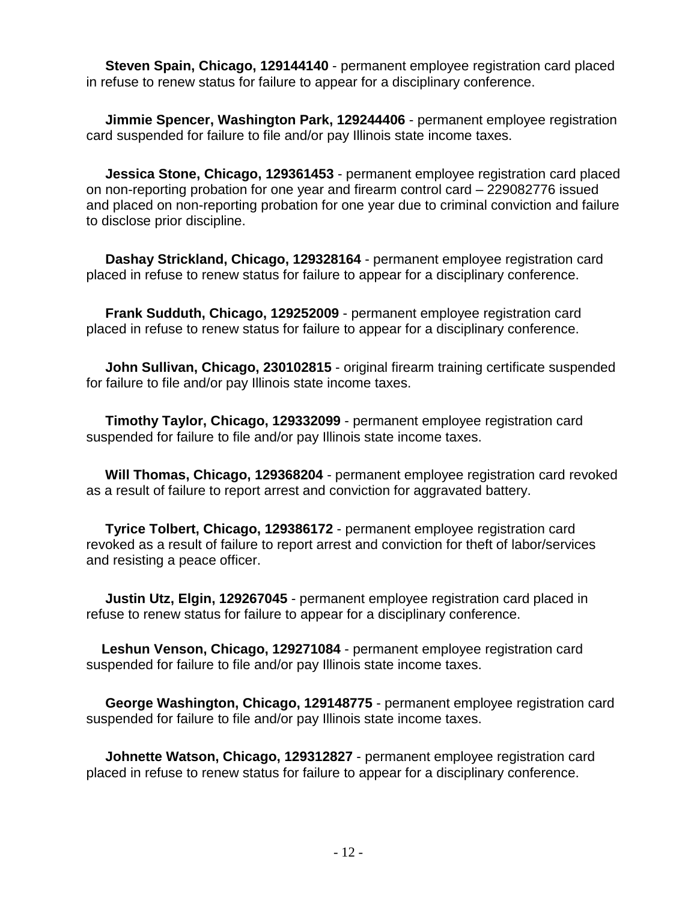**Steven Spain, Chicago, 129144140** - permanent employee registration card placed in refuse to renew status for failure to appear for a disciplinary conference.

**Jimmie Spencer, Washington Park, 129244406** - permanent employee registration card suspended for failure to file and/or pay Illinois state income taxes.

**Jessica Stone, Chicago, 129361453** - permanent employee registration card placed on non-reporting probation for one year and firearm control card – 229082776 issued and placed on non-reporting probation for one year due to criminal conviction and failure to disclose prior discipline.

**Dashay Strickland, Chicago, 129328164** - permanent employee registration card placed in refuse to renew status for failure to appear for a disciplinary conference.

**Frank Sudduth, Chicago, 129252009** - permanent employee registration card placed in refuse to renew status for failure to appear for a disciplinary conference.

**John Sullivan, Chicago, 230102815** - original firearm training certificate suspended for failure to file and/or pay Illinois state income taxes.

**Timothy Taylor, Chicago, 129332099** - permanent employee registration card suspended for failure to file and/or pay Illinois state income taxes.

**Will Thomas, Chicago, 129368204** - permanent employee registration card revoked as a result of failure to report arrest and conviction for aggravated battery.

**Tyrice Tolbert, Chicago, 129386172** - permanent employee registration card revoked as a result of failure to report arrest and conviction for theft of labor/services and resisting a peace officer.

**Justin Utz, Elgin, 129267045** - permanent employee registration card placed in refuse to renew status for failure to appear for a disciplinary conference.

**Leshun Venson, Chicago, 129271084** - permanent employee registration card suspended for failure to file and/or pay Illinois state income taxes.

**George Washington, Chicago, 129148775** - permanent employee registration card suspended for failure to file and/or pay Illinois state income taxes.

**Johnette Watson, Chicago, 129312827** - permanent employee registration card placed in refuse to renew status for failure to appear for a disciplinary conference.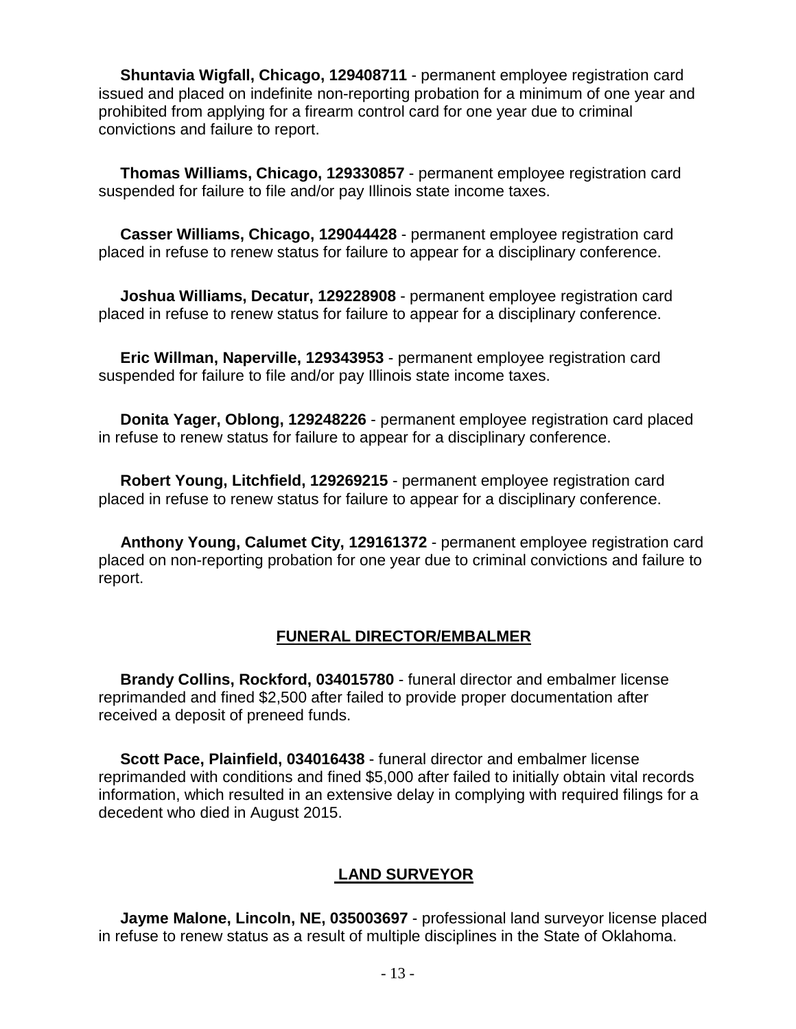**Shuntavia Wigfall, Chicago, 129408711** - permanent employee registration card issued and placed on indefinite non-reporting probation for a minimum of one year and prohibited from applying for a firearm control card for one year due to criminal convictions and failure to report.

**Thomas Williams, Chicago, 129330857** - permanent employee registration card suspended for failure to file and/or pay Illinois state income taxes.

**Casser Williams, Chicago, 129044428** - permanent employee registration card placed in refuse to renew status for failure to appear for a disciplinary conference.

**Joshua Williams, Decatur, 129228908** - permanent employee registration card placed in refuse to renew status for failure to appear for a disciplinary conference.

**Eric Willman, Naperville, 129343953** - permanent employee registration card suspended for failure to file and/or pay Illinois state income taxes.

**Donita Yager, Oblong, 129248226** - permanent employee registration card placed in refuse to renew status for failure to appear for a disciplinary conference.

**Robert Young, Litchfield, 129269215** - permanent employee registration card placed in refuse to renew status for failure to appear for a disciplinary conference.

**Anthony Young, Calumet City, 129161372** - permanent employee registration card placed on non-reporting probation for one year due to criminal convictions and failure to report.

## FUNERAL DIRECTOR/EMBALMER

**Brandy Collins, Rockford, 034015780** - funeral director and embalmer license reprimanded and fined $2,500 after failed to provide proper documentation after received a deposit of preneed funds.

**Scott Pace, Plainfield, 034016438** - funeral director and embalmer license reprimanded with conditions and fined $5,000 after failed to initially obtain vital records information, which resulted in an extensive delay in complying with required filings for a decedent who died in August 2015.

## LAND SURVEYOR

**Jayme Malone, Lincoln, NE, 035003697** - professional land surveyor license placed in refuse to renew status as a result of multiple disciplines in the State of Oklahoma.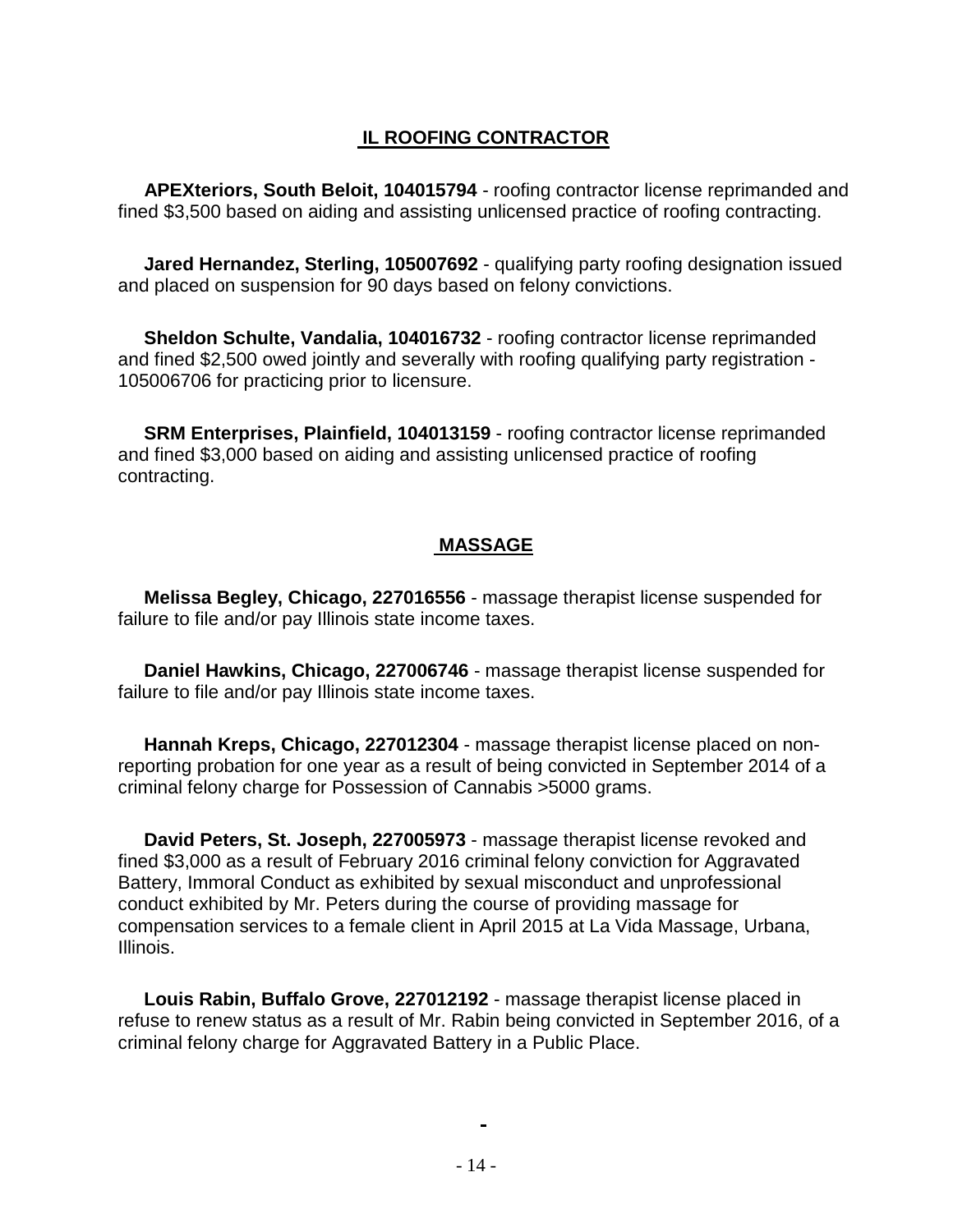## IL ROOFING CONTRACTOR

**APEXteriors, South Beloit, 104015794** - roofing contractor license reprimanded and fined $3,500 based on aiding and assisting unlicensed practice of roofing contracting.

**Jared Hernandez, Sterling, 105007692** - qualifying party roofing designation issued and placed on suspension for 90 days based on felony convictions.

**Sheldon Schulte, Vandalia, 104016732** - roofing contractor license reprimanded and fined $2,500 owed jointly and severally with roofing qualifying party registration - 105006706 for practicing prior to licensure.

**SRM Enterprises, Plainfield, 104013159** - roofing contractor license reprimanded and fined $3,000 based on aiding and assisting unlicensed practice of roofing contracting.

## MASSAGE

**Melissa Begley, Chicago, 227016556** - massage therapist license suspended for failure to file and/or pay Illinois state income taxes.

**Daniel Hawkins, Chicago, 227006746** - massage therapist license suspended for failure to file and/or pay Illinois state income taxes.

**Hannah Kreps, Chicago, 227012304** - massage therapist license placed on non-reporting probation for one year as a result of being convicted in September 2014 of a criminal felony charge for Possession of Cannabis >5000 grams.

**David Peters, St. Joseph, 227005973** - massage therapist license revoked and fined $3,000 as a result of February 2016 criminal felony conviction for Aggravated Battery, Immoral Conduct as exhibited by sexual misconduct and unprofessional conduct exhibited by Mr. Peters during the course of providing massage for compensation services to a female client in April 2015 at La Vida Massage, Urbana, Illinois.

**Louis Rabin, Buffalo Grove, 227012192** - massage therapist license placed in refuse to renew status as a result of Mr. Rabin being convicted in September 2016, of a criminal felony charge for Aggravated Battery in a Public Place.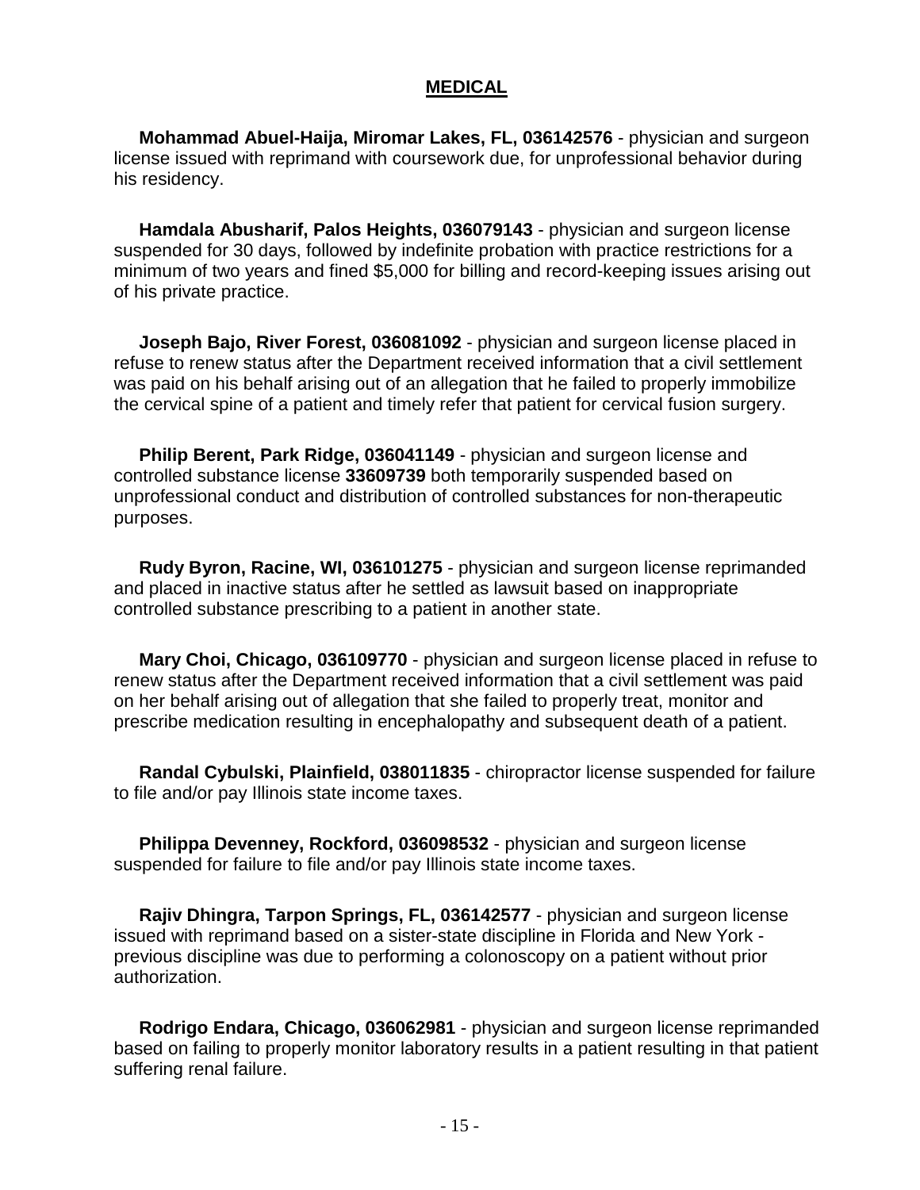## MEDICAL

**Mohammad Abuel-Haija, Miromar Lakes, FL, 036142576** - physician and surgeon license issued with reprimand with coursework due, for unprofessional behavior during his residency.

**Hamdala Abusharif, Palos Heights, 036079143** - physician and surgeon license suspended for 30 days, followed by indefinite probation with practice restrictions for a minimum of two years and fined $5,000 for billing and record-keeping issues arising out of his private practice.

**Joseph Bajo, River Forest, 036081092** - physician and surgeon license placed in refuse to renew status after the Department received information that a civil settlement was paid on his behalf arising out of an allegation that he failed to properly immobilize the cervical spine of a patient and timely refer that patient for cervical fusion surgery.

**Philip Berent, Park Ridge, 036041149** - physician and surgeon license and controlled substance license **33609739** both temporarily suspended based on unprofessional conduct and distribution of controlled substances for non-therapeutic purposes.

**Rudy Byron, Racine, WI, 036101275** - physician and surgeon license reprimanded and placed in inactive status after he settled as lawsuit based on inappropriate controlled substance prescribing to a patient in another state.

**Mary Choi, Chicago, 036109770** - physician and surgeon license placed in refuse to renew status after the Department received information that a civil settlement was paid on her behalf arising out of allegation that she failed to properly treat, monitor and prescribe medication resulting in encephalopathy and subsequent death of a patient.

**Randal Cybulski, Plainfield, 038011835** - chiropractor license suspended for failure to file and/or pay Illinois state income taxes.

**Philippa Devenney, Rockford, 036098532** - physician and surgeon license suspended for failure to file and/or pay Illinois state income taxes.

**Rajiv Dhingra, Tarpon Springs, FL, 036142577** - physician and surgeon license issued with reprimand based on a sister-state discipline in Florida and New York - previous discipline was due to performing a colonoscopy on a patient without prior authorization.

**Rodrigo Endara, Chicago, 036062981** - physician and surgeon license reprimanded based on failing to properly monitor laboratory results in a patient resulting in that patient suffering renal failure.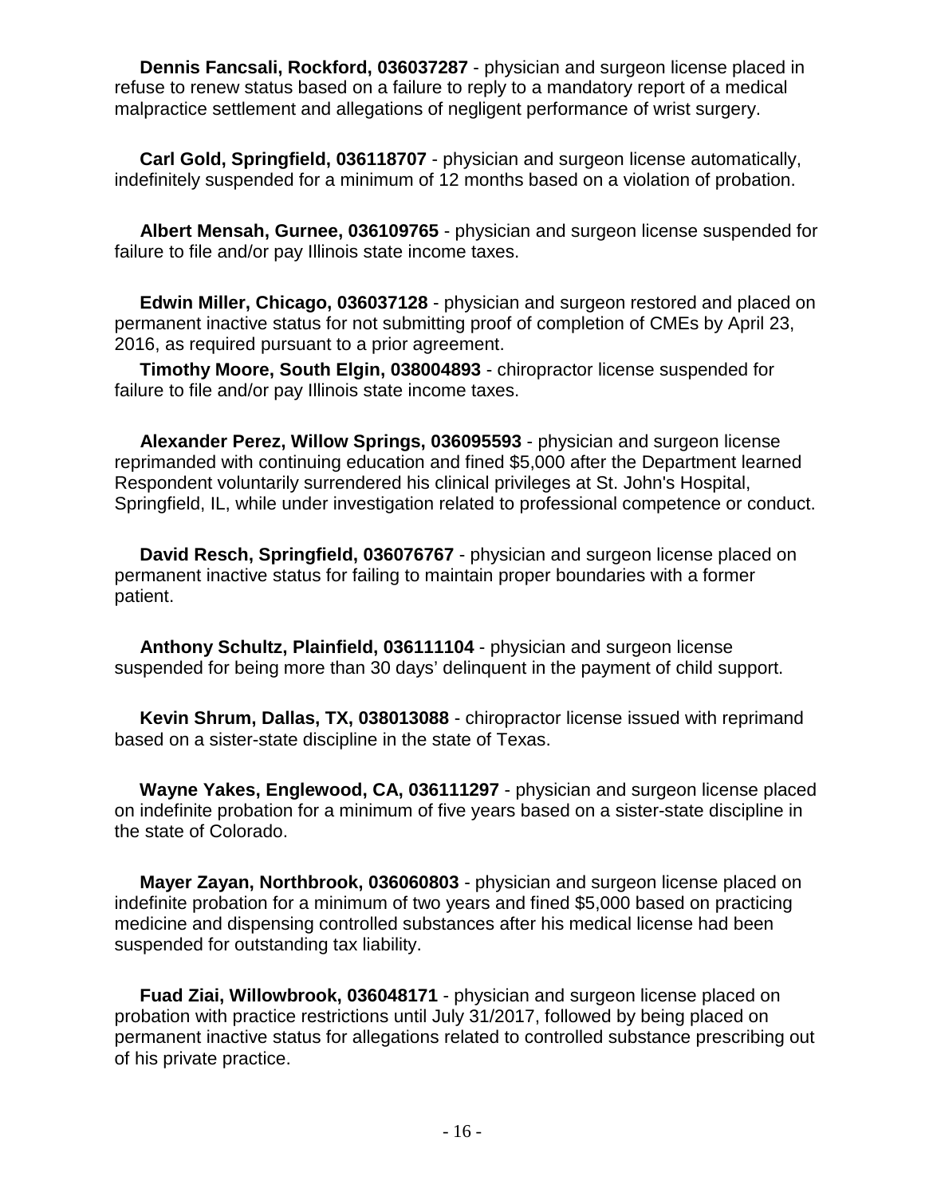**Dennis Fancsali, Rockford, 036037287** - physician and surgeon license placed in refuse to renew status based on a failure to reply to a mandatory report of a medical malpractice settlement and allegations of negligent performance of wrist surgery.

**Carl Gold, Springfield, 036118707** - physician and surgeon license automatically, indefinitely suspended for a minimum of 12 months based on a violation of probation.

**Albert Mensah, Gurnee, 036109765** - physician and surgeon license suspended for failure to file and/or pay Illinois state income taxes.

**Edwin Miller, Chicago, 036037128** - physician and surgeon restored and placed on permanent inactive status for not submitting proof of completion of CMEs by April 23, 2016, as required pursuant to a prior agreement.

**Timothy Moore, South Elgin, 038004893** - chiropractor license suspended for failure to file and/or pay Illinois state income taxes.

**Alexander Perez, Willow Springs, 036095593** - physician and surgeon license reprimanded with continuing education and fined $5,000 after the Department learned Respondent voluntarily surrendered his clinical privileges at St. John's Hospital, Springfield, IL, while under investigation related to professional competence or conduct.

**David Resch, Springfield, 036076767** - physician and surgeon license placed on permanent inactive status for failing to maintain proper boundaries with a former patient.

**Anthony Schultz, Plainfield, 036111104** - physician and surgeon license suspended for being more than 30 days' delinquent in the payment of child support.

**Kevin Shrum, Dallas, TX, 038013088** - chiropractor license issued with reprimand based on a sister-state discipline in the state of Texas.

**Wayne Yakes, Englewood, CA, 036111297** - physician and surgeon license placed on indefinite probation for a minimum of five years based on a sister-state discipline in the state of Colorado.

**Mayer Zayan, Northbrook, 036060803** - physician and surgeon license placed on indefinite probation for a minimum of two years and fined $5,000 based on practicing medicine and dispensing controlled substances after his medical license had been suspended for outstanding tax liability.

**Fuad Ziai, Willowbrook, 036048171** - physician and surgeon license placed on probation with practice restrictions until July 31/2017, followed by being placed on permanent inactive status for allegations related to controlled substance prescribing out of his private practice.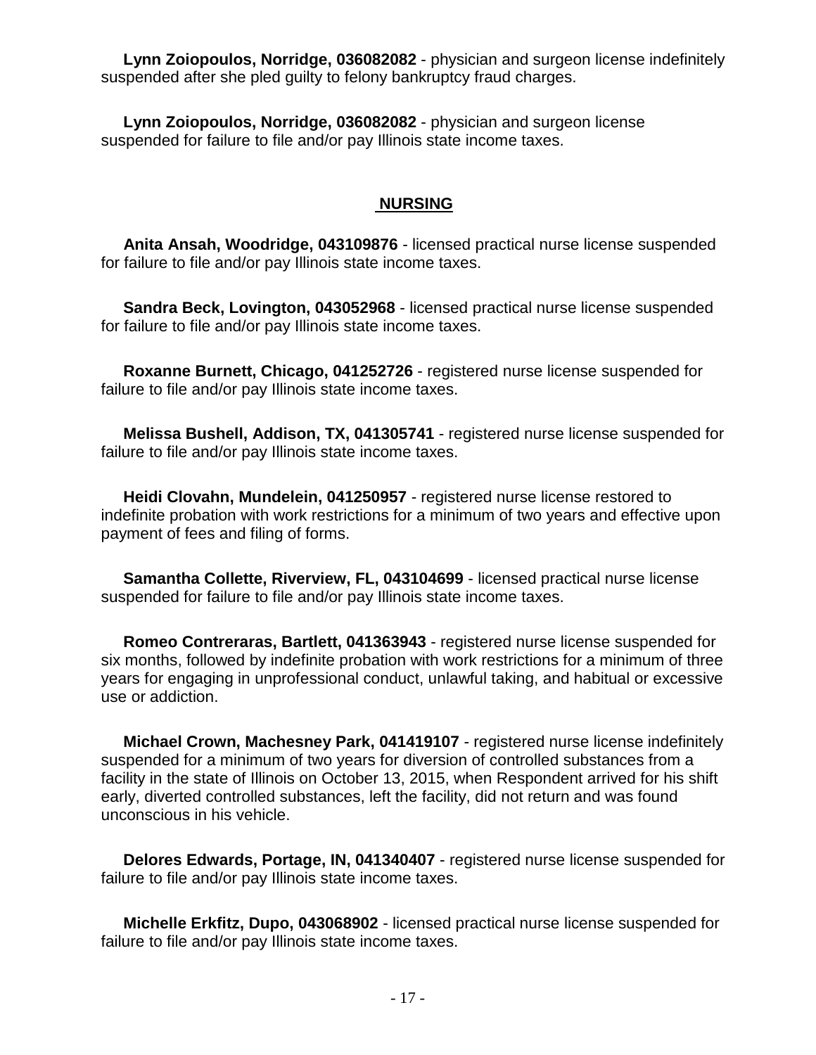**Lynn Zoiopoulos, Norridge, 036082082** - physician and surgeon license indefinitely suspended after she pled guilty to felony bankruptcy fraud charges.

**Lynn Zoiopoulos, Norridge, 036082082** - physician and surgeon license suspended for failure to file and/or pay Illinois state income taxes.

## NURSING

**Anita Ansah, Woodridge, 043109876** - licensed practical nurse license suspended for failure to file and/or pay Illinois state income taxes.

**Sandra Beck, Lovington, 043052968** - licensed practical nurse license suspended for failure to file and/or pay Illinois state income taxes.

**Roxanne Burnett, Chicago, 041252726** - registered nurse license suspended for failure to file and/or pay Illinois state income taxes.

**Melissa Bushell, Addison, TX, 041305741** - registered nurse license suspended for failure to file and/or pay Illinois state income taxes.

**Heidi Clovahn, Mundelein, 041250957** - registered nurse license restored to indefinite probation with work restrictions for a minimum of two years and effective upon payment of fees and filing of forms.

**Samantha Collette, Riverview, FL, 043104699** - licensed practical nurse license suspended for failure to file and/or pay Illinois state income taxes.

**Romeo Contreraras, Bartlett, 041363943** - registered nurse license suspended for six months, followed by indefinite probation with work restrictions for a minimum of three years for engaging in unprofessional conduct, unlawful taking, and habitual or excessive use or addiction.

**Michael Crown, Machesney Park, 041419107** - registered nurse license indefinitely suspended for a minimum of two years for diversion of controlled substances from a facility in the state of Illinois on October 13, 2015, when Respondent arrived for his shift early, diverted controlled substances, left the facility, did not return and was found unconscious in his vehicle.

**Delores Edwards, Portage, IN, 041340407** - registered nurse license suspended for failure to file and/or pay Illinois state income taxes.

**Michelle Erkfitz, Dupo, 043068902** - licensed practical nurse license suspended for failure to file and/or pay Illinois state income taxes.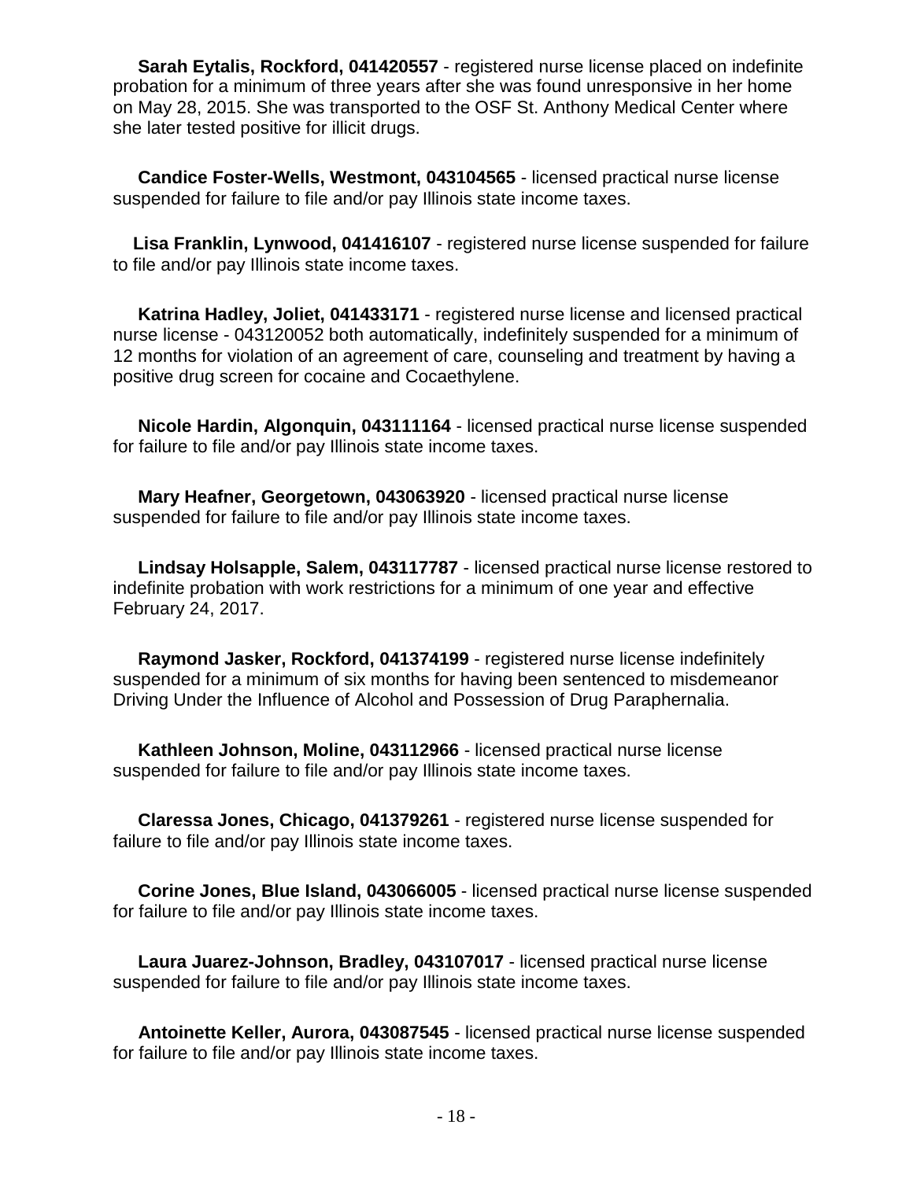**Sarah Eytalis, Rockford, 041420557** - registered nurse license placed on indefinite probation for a minimum of three years after she was found unresponsive in her home on May 28, 2015. She was transported to the OSF St. Anthony Medical Center where she later tested positive for illicit drugs.

**Candice Foster-Wells, Westmont, 043104565** - licensed practical nurse license suspended for failure to file and/or pay Illinois state income taxes.

**Lisa Franklin, Lynwood, 041416107** - registered nurse license suspended for failure to file and/or pay Illinois state income taxes.

**Katrina Hadley, Joliet, 041433171** - registered nurse license and licensed practical nurse license - 043120052 both automatically, indefinitely suspended for a minimum of 12 months for violation of an agreement of care, counseling and treatment by having a positive drug screen for cocaine and Cocaethylene.

**Nicole Hardin, Algonquin, 043111164** - licensed practical nurse license suspended for failure to file and/or pay Illinois state income taxes.

**Mary Heafner, Georgetown, 043063920** - licensed practical nurse license suspended for failure to file and/or pay Illinois state income taxes.

**Lindsay Holsapple, Salem, 043117787** - licensed practical nurse license restored to indefinite probation with work restrictions for a minimum of one year and effective February 24, 2017.

**Raymond Jasker, Rockford, 041374199** - registered nurse license indefinitely suspended for a minimum of six months for having been sentenced to misdemeanor Driving Under the Influence of Alcohol and Possession of Drug Paraphernalia.

**Kathleen Johnson, Moline, 043112966** - licensed practical nurse license suspended for failure to file and/or pay Illinois state income taxes.

**Claressa Jones, Chicago, 041379261** - registered nurse license suspended for failure to file and/or pay Illinois state income taxes.

**Corine Jones, Blue Island, 043066005** - licensed practical nurse license suspended for failure to file and/or pay Illinois state income taxes.

**Laura Juarez-Johnson, Bradley, 043107017** - licensed practical nurse license suspended for failure to file and/or pay Illinois state income taxes.

**Antoinette Keller, Aurora, 043087545** - licensed practical nurse license suspended for failure to file and/or pay Illinois state income taxes.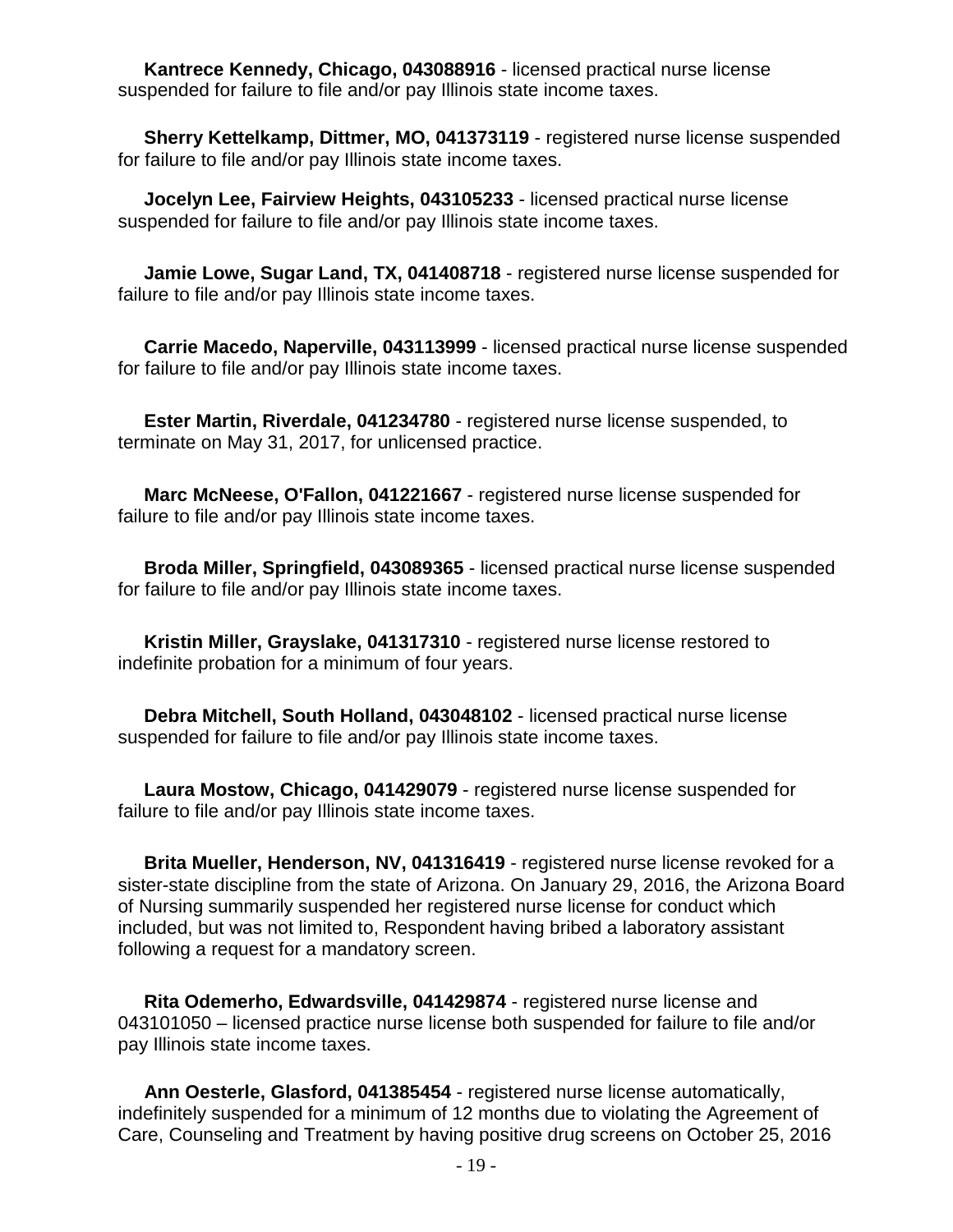**Kantrece Kennedy, Chicago, 043088916** - licensed practical nurse license suspended for failure to file and/or pay Illinois state income taxes.

**Sherry Kettelkamp, Dittmer, MO, 041373119** - registered nurse license suspended for failure to file and/or pay Illinois state income taxes.

**Jocelyn Lee, Fairview Heights, 043105233** - licensed practical nurse license suspended for failure to file and/or pay Illinois state income taxes.

**Jamie Lowe, Sugar Land, TX, 041408718** - registered nurse license suspended for failure to file and/or pay Illinois state income taxes.

**Carrie Macedo, Naperville, 043113999** - licensed practical nurse license suspended for failure to file and/or pay Illinois state income taxes.

**Ester Martin, Riverdale, 041234780** - registered nurse license suspended, to terminate on May 31, 2017, for unlicensed practice.

**Marc McNeese, O'Fallon, 041221667** - registered nurse license suspended for failure to file and/or pay Illinois state income taxes.

**Broda Miller, Springfield, 043089365** - licensed practical nurse license suspended for failure to file and/or pay Illinois state income taxes.

**Kristin Miller, Grayslake, 041317310** - registered nurse license restored to indefinite probation for a minimum of four years.

**Debra Mitchell, South Holland, 043048102** - licensed practical nurse license suspended for failure to file and/or pay Illinois state income taxes.

**Laura Mostow, Chicago, 041429079** - registered nurse license suspended for failure to file and/or pay Illinois state income taxes.

**Brita Mueller, Henderson, NV, 041316419** - registered nurse license revoked for a sister-state discipline from the state of Arizona. On January 29, 2016, the Arizona Board of Nursing summarily suspended her registered nurse license for conduct which included, but was not limited to, Respondent having bribed a laboratory assistant following a request for a mandatory screen.

**Rita Odemerho, Edwardsville, 041429874** - registered nurse license and 043101050 – licensed practice nurse license both suspended for failure to file and/or pay Illinois state income taxes.

**Ann Oesterle, Glasford, 041385454** - registered nurse license automatically, indefinitely suspended for a minimum of 12 months due to violating the Agreement of Care, Counseling and Treatment by having positive drug screens on October 25, 2016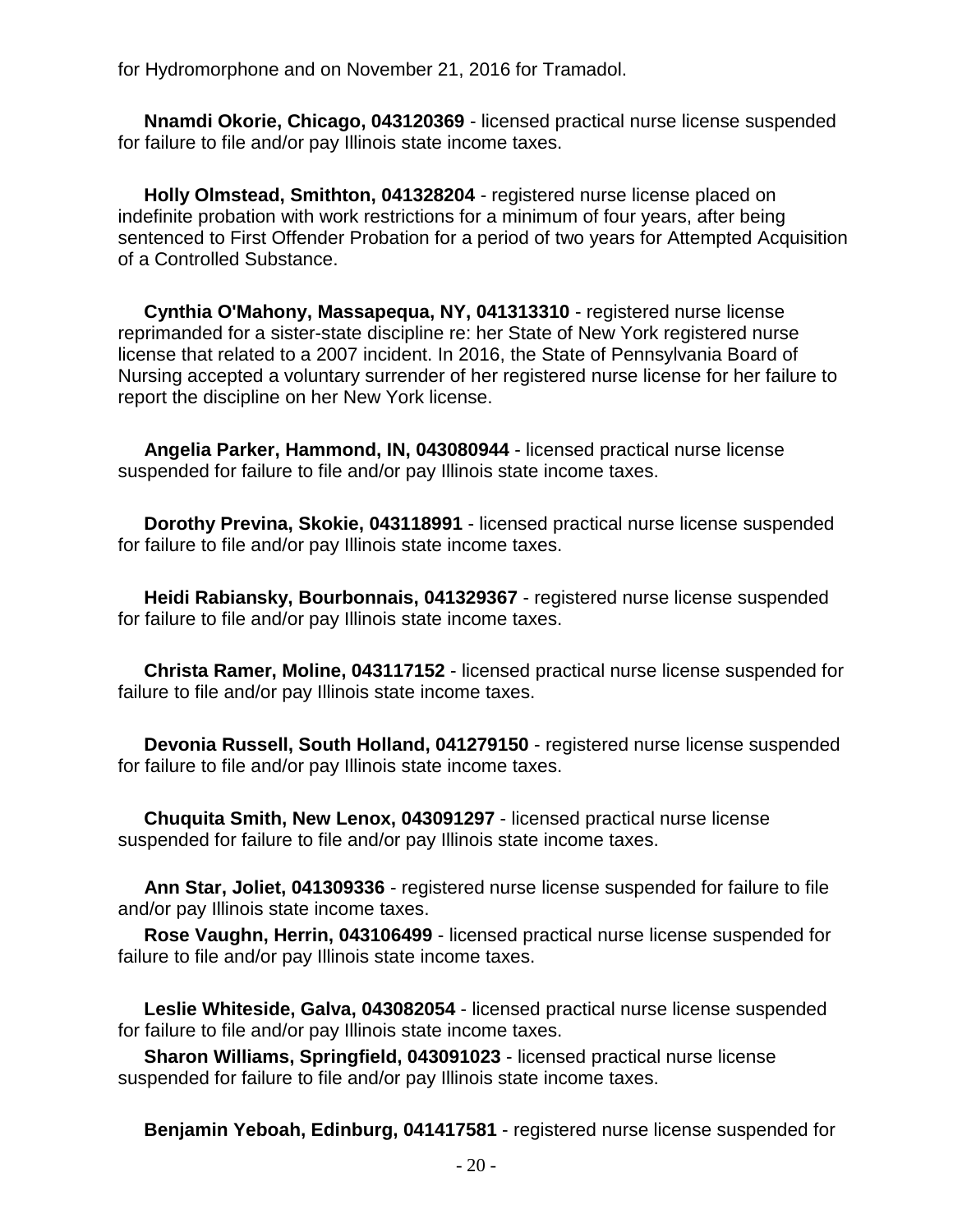for Hydromorphone and on November 21, 2016 for Tramadol.

**Nnamdi Okorie, Chicago, 043120369** - licensed practical nurse license suspended for failure to file and/or pay Illinois state income taxes.

**Holly Olmstead, Smithton, 041328204** - registered nurse license placed on indefinite probation with work restrictions for a minimum of four years, after being sentenced to First Offender Probation for a period of two years for Attempted Acquisition of a Controlled Substance.

**Cynthia O'Mahony, Massapequa, NY, 041313310** - registered nurse license reprimanded for a sister-state discipline re: her State of New York registered nurse license that related to a 2007 incident. In 2016, the State of Pennsylvania Board of Nursing accepted a voluntary surrender of her registered nurse license for her failure to report the discipline on her New York license.

**Angelia Parker, Hammond, IN, 043080944** - licensed practical nurse license suspended for failure to file and/or pay Illinois state income taxes.

**Dorothy Previna, Skokie, 043118991** - licensed practical nurse license suspended for failure to file and/or pay Illinois state income taxes.

**Heidi Rabiansky, Bourbonnais, 041329367** - registered nurse license suspended for failure to file and/or pay Illinois state income taxes.

**Christa Ramer, Moline, 043117152** - licensed practical nurse license suspended for failure to file and/or pay Illinois state income taxes.

**Devonia Russell, South Holland, 041279150** - registered nurse license suspended for failure to file and/or pay Illinois state income taxes.

**Chuquita Smith, New Lenox, 043091297** - licensed practical nurse license suspended for failure to file and/or pay Illinois state income taxes.

**Ann Star, Joliet, 041309336** - registered nurse license suspended for failure to file and/or pay Illinois state income taxes.

**Rose Vaughn, Herrin, 043106499** - licensed practical nurse license suspended for failure to file and/or pay Illinois state income taxes.

**Leslie Whiteside, Galva, 043082054** - licensed practical nurse license suspended for failure to file and/or pay Illinois state income taxes.

**Sharon Williams, Springfield, 043091023** - licensed practical nurse license suspended for failure to file and/or pay Illinois state income taxes.

**Benjamin Yeboah, Edinburg, 041417581** - registered nurse license suspended for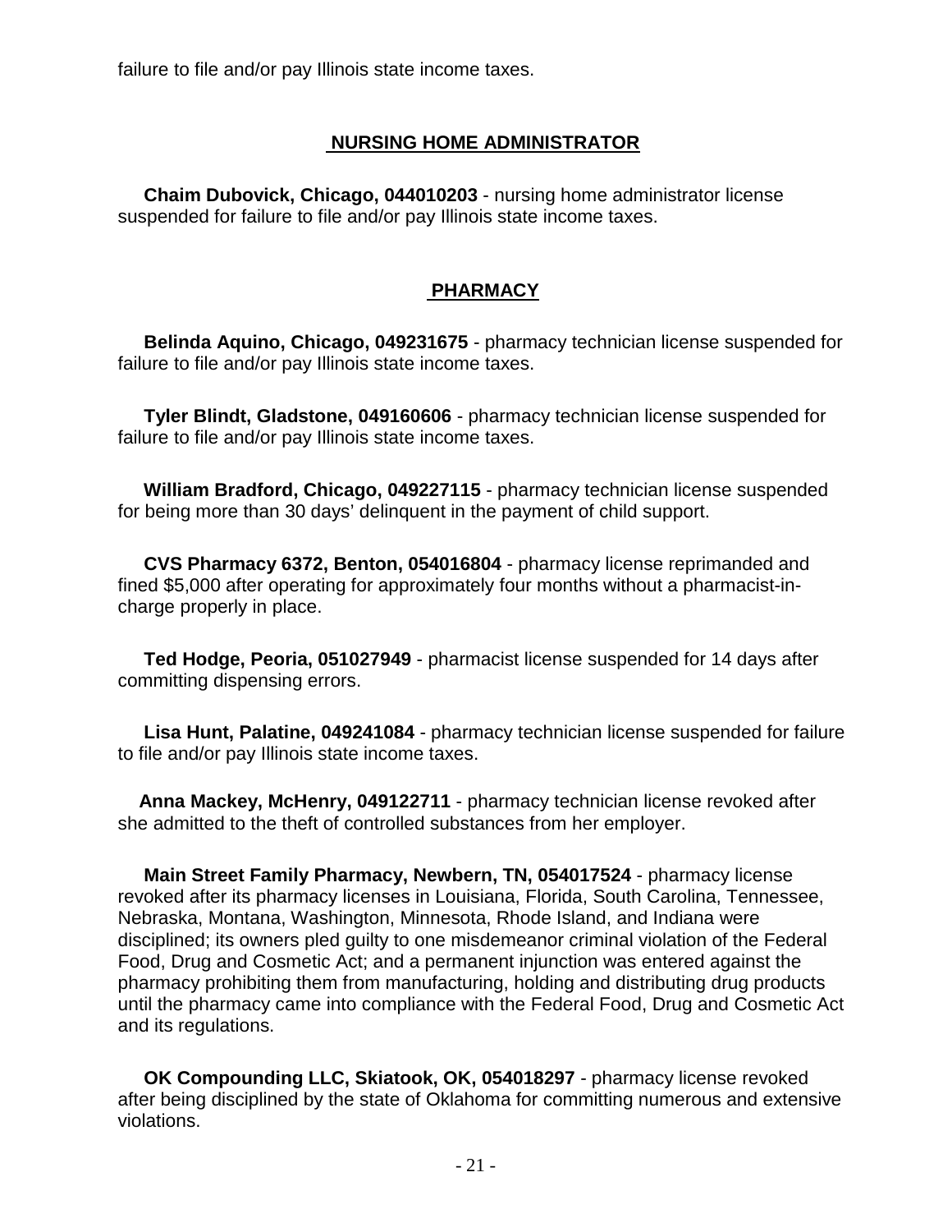failure to file and/or pay Illinois state income taxes.

## NURSING HOME ADMINISTRATOR

**Chaim Dubovick, Chicago, 044010203** - nursing home administrator license suspended for failure to file and/or pay Illinois state income taxes.

## PHARMACY

**Belinda Aquino, Chicago, 049231675** - pharmacy technician license suspended for failure to file and/or pay Illinois state income taxes.

**Tyler Blindt, Gladstone, 049160606** - pharmacy technician license suspended for failure to file and/or pay Illinois state income taxes.

**William Bradford, Chicago, 049227115** - pharmacy technician license suspended for being more than 30 days' delinquent in the payment of child support.

**CVS Pharmacy 6372, Benton, 054016804** - pharmacy license reprimanded and fined $5,000 after operating for approximately four months without a pharmacist-in-charge properly in place.

**Ted Hodge, Peoria, 051027949** - pharmacist license suspended for 14 days after committing dispensing errors.

**Lisa Hunt, Palatine, 049241084** - pharmacy technician license suspended for failure to file and/or pay Illinois state income taxes.

**Anna Mackey, McHenry, 049122711** - pharmacy technician license revoked after she admitted to the theft of controlled substances from her employer.

**Main Street Family Pharmacy, Newbern, TN, 054017524** - pharmacy license revoked after its pharmacy licenses in Louisiana, Florida, South Carolina, Tennessee, Nebraska, Montana, Washington, Minnesota, Rhode Island, and Indiana were disciplined; its owners pled guilty to one misdemeanor criminal violation of the Federal Food, Drug and Cosmetic Act; and a permanent injunction was entered against the pharmacy prohibiting them from manufacturing, holding and distributing drug products until the pharmacy came into compliance with the Federal Food, Drug and Cosmetic Act and its regulations.

**OK Compounding LLC, Skiatook, OK, 054018297** - pharmacy license revoked after being disciplined by the state of Oklahoma for committing numerous and extensive violations.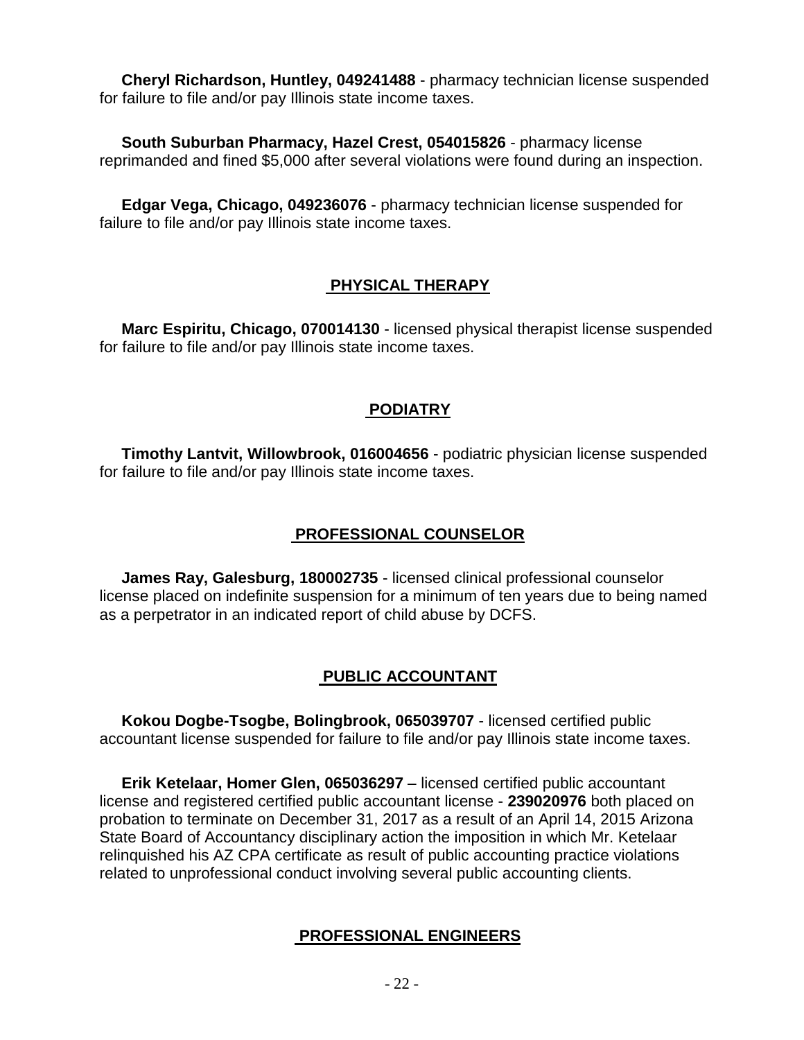**Cheryl Richardson, Huntley, 049241488** - pharmacy technician license suspended for failure to file and/or pay Illinois state income taxes.

**South Suburban Pharmacy, Hazel Crest, 054015826** - pharmacy license reprimanded and fined $5,000 after several violations were found during an inspection.

**Edgar Vega, Chicago, 049236076** - pharmacy technician license suspended for failure to file and/or pay Illinois state income taxes.

## PHYSICAL THERAPY

**Marc Espiritu, Chicago, 070014130** - licensed physical therapist license suspended for failure to file and/or pay Illinois state income taxes.

## PODIATRY

**Timothy Lantvit, Willowbrook, 016004656** - podiatric physician license suspended for failure to file and/or pay Illinois state income taxes.

## PROFESSIONAL COUNSELOR

**James Ray, Galesburg, 180002735** - licensed clinical professional counselor license placed on indefinite suspension for a minimum of ten years due to being named as a perpetrator in an indicated report of child abuse by DCFS.

## PUBLIC ACCOUNTANT

**Kokou Dogbe-Tsogbe, Bolingbrook, 065039707** - licensed certified public accountant license suspended for failure to file and/or pay Illinois state income taxes.

**Erik Ketelaar, Homer Glen, 065036297** – licensed certified public accountant license and registered certified public accountant license - **239020976** both placed on probation to terminate on December 31, 2017 as a result of an April 14, 2015 Arizona State Board of Accountancy disciplinary action the imposition in which Mr. Ketelaar relinquished his AZ CPA certificate as result of public accounting practice violations related to unprofessional conduct involving several public accounting clients.

## PROFESSIONAL ENGINEERS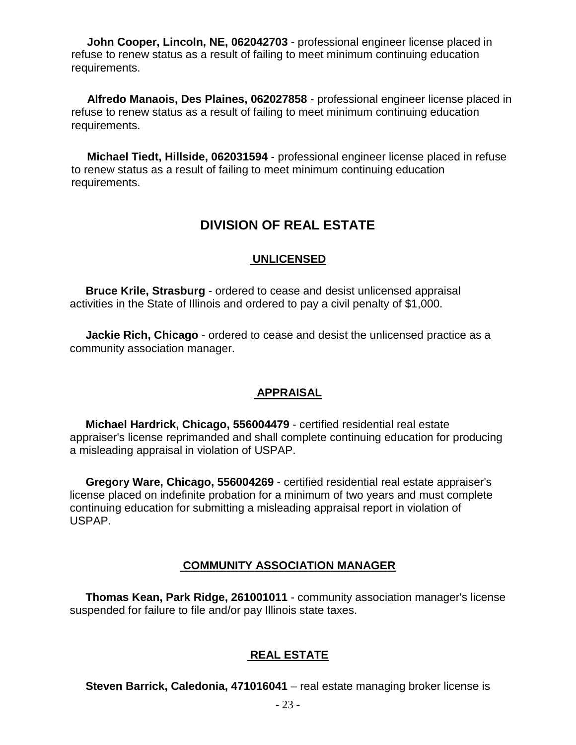**John Cooper, Lincoln, NE, 062042703** - professional engineer license placed in refuse to renew status as a result of failing to meet minimum continuing education requirements.

**Alfredo Manaois, Des Plaines, 062027858** - professional engineer license placed in refuse to renew status as a result of failing to meet minimum continuing education requirements.

**Michael Tiedt, Hillside, 062031594** - professional engineer license placed in refuse to renew status as a result of failing to meet minimum continuing education requirements.

## DIVISION OF REAL ESTATE

### UNLICENSED

**Bruce Krile, Strasburg** - ordered to cease and desist unlicensed appraisal activities in the State of Illinois and ordered to pay a civil penalty of $1,000.

**Jackie Rich, Chicago** - ordered to cease and desist the unlicensed practice as a community association manager.

### APPRAISAL

**Michael Hardrick, Chicago, 556004479** - certified residential real estate appraiser's license reprimanded and shall complete continuing education for producing a misleading appraisal in violation of USPAP.

**Gregory Ware, Chicago, 556004269** - certified residential real estate appraiser's license placed on indefinite probation for a minimum of two years and must complete continuing education for submitting a misleading appraisal report in violation of USPAP.

### COMMUNITY ASSOCIATION MANAGER

**Thomas Kean, Park Ridge, 261001011** - community association manager's license suspended for failure to file and/or pay Illinois state taxes.

### REAL ESTATE

**Steven Barrick, Caledonia, 471016041** – real estate managing broker license is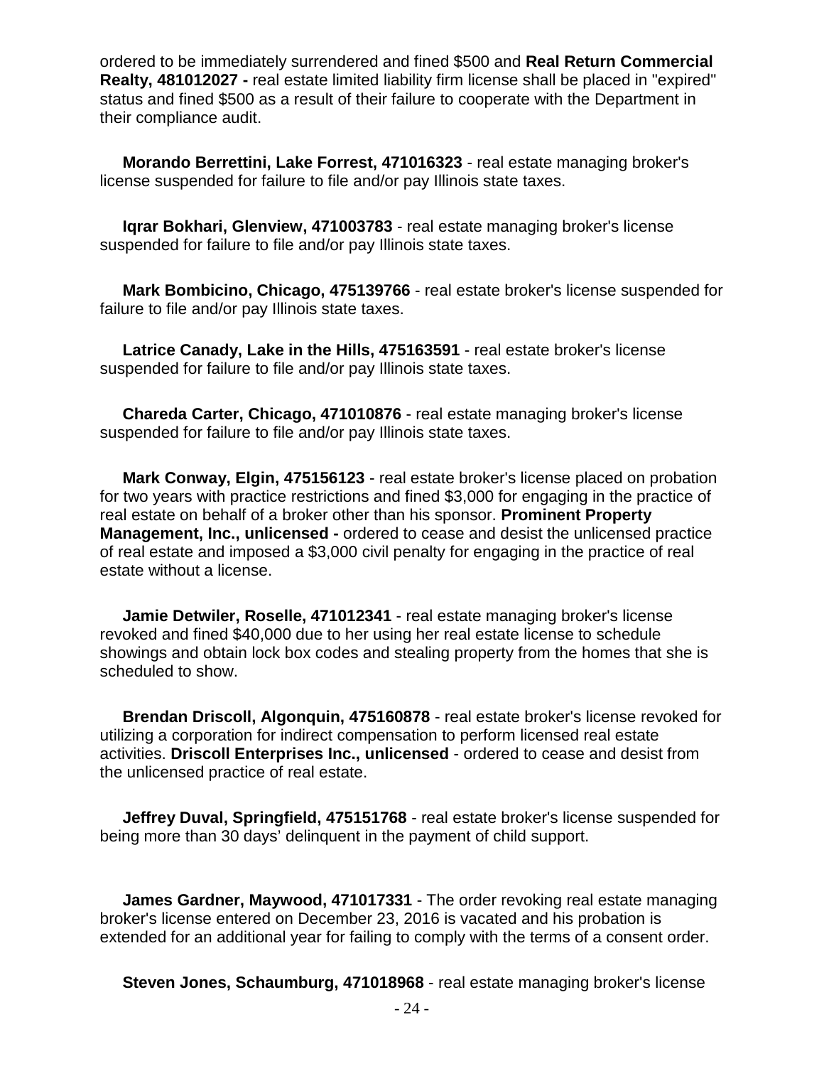ordered to be immediately surrendered and fined $500 and **Real Return Commercial Realty, 481012027 -** real estate limited liability firm license shall be placed in "expired" status and fined $500 as a result of their failure to cooperate with the Department in their compliance audit.

**Morando Berrettini, Lake Forrest, 471016323** - real estate managing broker's license suspended for failure to file and/or pay Illinois state taxes.

**Iqrar Bokhari, Glenview, 471003783** - real estate managing broker's license suspended for failure to file and/or pay Illinois state taxes.

**Mark Bombicino, Chicago, 475139766** - real estate broker's license suspended for failure to file and/or pay Illinois state taxes.

**Latrice Canady, Lake in the Hills, 475163591** - real estate broker's license suspended for failure to file and/or pay Illinois state taxes.

**Chareda Carter, Chicago, 471010876** - real estate managing broker's license suspended for failure to file and/or pay Illinois state taxes.

**Mark Conway, Elgin, 475156123** - real estate broker's license placed on probation for two years with practice restrictions and fined $3,000 for engaging in the practice of real estate on behalf of a broker other than his sponsor. **Prominent Property Management, Inc., unlicensed -** ordered to cease and desist the unlicensed practice of real estate and imposed a $3,000 civil penalty for engaging in the practice of real estate without a license.

**Jamie Detwiler, Roselle, 471012341** - real estate managing broker's license revoked and fined $40,000 due to her using her real estate license to schedule showings and obtain lock box codes and stealing property from the homes that she is scheduled to show.

**Brendan Driscoll, Algonquin, 475160878** - real estate broker's license revoked for utilizing a corporation for indirect compensation to perform licensed real estate activities. **Driscoll Enterprises Inc., unlicensed** - ordered to cease and desist from the unlicensed practice of real estate.

**Jeffrey Duval, Springfield, 475151768** - real estate broker's license suspended for being more than 30 days' delinquent in the payment of child support.

**James Gardner, Maywood, 471017331** - The order revoking real estate managing broker's license entered on December 23, 2016 is vacated and his probation is extended for an additional year for failing to comply with the terms of a consent order.

**Steven Jones, Schaumburg, 471018968** - real estate managing broker's license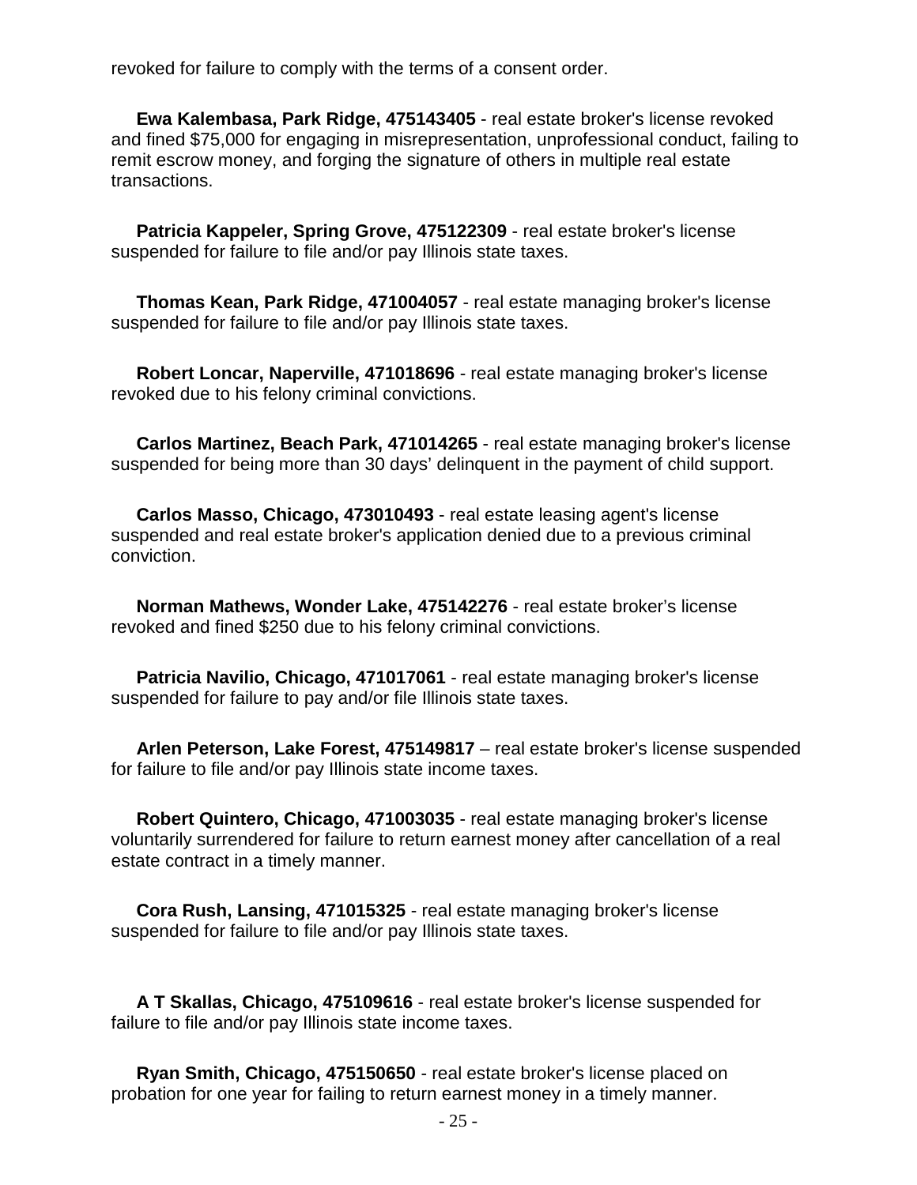revoked for failure to comply with the terms of a consent order.

**Ewa Kalembasa, Park Ridge, 475143405** - real estate broker's license revoked and fined $75,000 for engaging in misrepresentation, unprofessional conduct, failing to remit escrow money, and forging the signature of others in multiple real estate transactions.

**Patricia Kappeler, Spring Grove, 475122309** - real estate broker's license suspended for failure to file and/or pay Illinois state taxes.

**Thomas Kean, Park Ridge, 471004057** - real estate managing broker's license suspended for failure to file and/or pay Illinois state taxes.

**Robert Loncar, Naperville, 471018696** - real estate managing broker's license revoked due to his felony criminal convictions.

**Carlos Martinez, Beach Park, 471014265** - real estate managing broker's license suspended for being more than 30 days' delinquent in the payment of child support.

**Carlos Masso, Chicago, 473010493** - real estate leasing agent's license suspended and real estate broker's application denied due to a previous criminal conviction.

**Norman Mathews, Wonder Lake, 475142276** - real estate broker's license revoked and fined $250 due to his felony criminal convictions.

**Patricia Navilio, Chicago, 471017061** - real estate managing broker's license suspended for failure to pay and/or file Illinois state taxes.

**Arlen Peterson, Lake Forest, 475149817** – real estate broker's license suspended for failure to file and/or pay Illinois state income taxes.

**Robert Quintero, Chicago, 471003035** - real estate managing broker's license voluntarily surrendered for failure to return earnest money after cancellation of a real estate contract in a timely manner.

**Cora Rush, Lansing, 471015325** - real estate managing broker's license suspended for failure to file and/or pay Illinois state taxes.

**A T Skallas, Chicago, 475109616** - real estate broker's license suspended for failure to file and/or pay Illinois state income taxes.

**Ryan Smith, Chicago, 475150650** - real estate broker's license placed on probation for one year for failing to return earnest money in a timely manner.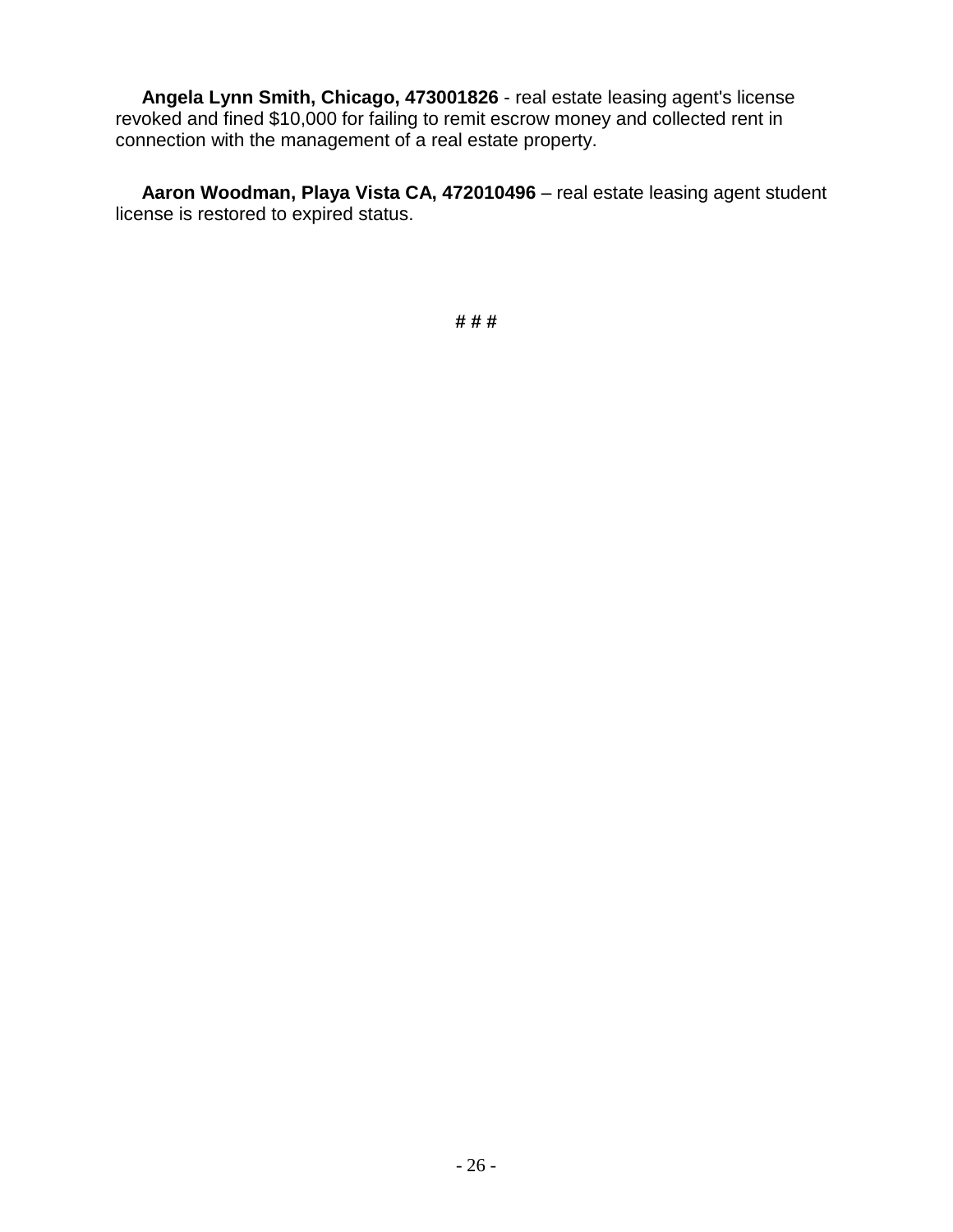**Angela Lynn Smith, Chicago, 473001826** - real estate leasing agent's license revoked and fined $10,000 for failing to remit escrow money and collected rent in connection with the management of a real estate property.

**Aaron Woodman, Playa Vista CA, 472010496** – real estate leasing agent student license is restored to expired status.

**# # #**